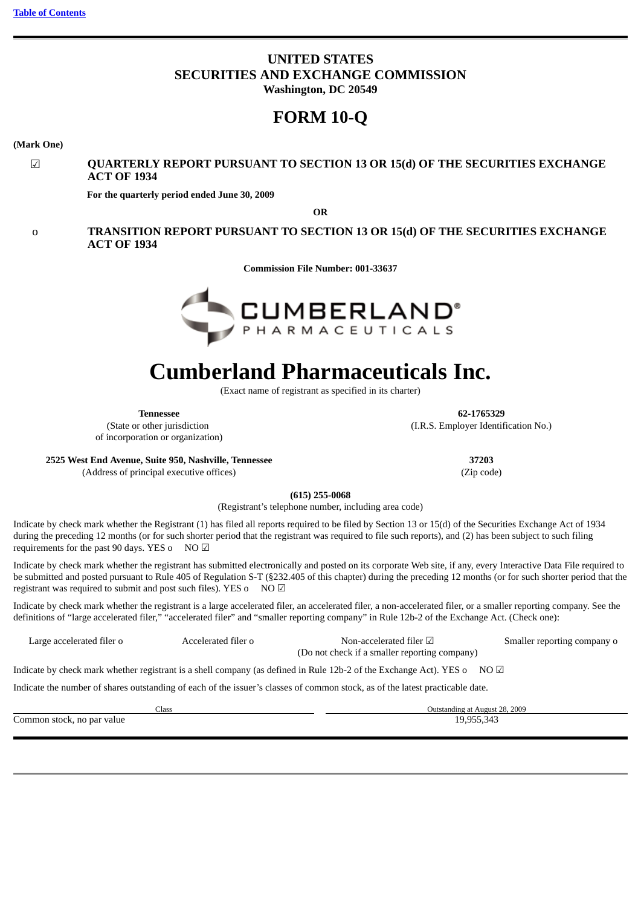[Table of Contents](#)

# UNITED STATES
# SECURITIES AND EXCHANGE COMMISSION
**Washington, DC 20549**

# FORM 10-Q

**(Mark One)**

☑ **QUARTERLY REPORT PURSUANT TO SECTION 13 OR 15(d) OF THE SECURITIES EXCHANGE ACT OF 1934**

**For the quarterly period ended June 30, 2009**

**OR**

o **TRANSITION REPORT PURSUANT TO SECTION 13 OR 15(d) OF THE SECURITIES EXCHANGE ACT OF 1934**

**Commission File Number: 001-33637**

CUMBERLAND® PHARMACEUTICALS

# Cumberland Pharmaceuticals Inc.
(Exact name of registrant as specified in its charter)

| | |
|---|---|
| **Tennessee** | **62-1765329** |
| (State or other jurisdiction of incorporation or organization) | (I.R.S. Employer Identification No.) |
| **2525 West End Avenue, Suite 950, Nashville, Tennessee** | **37203** |
| (Address of principal executive offices) | (Zip code) |

**(615) 255-0068**
(Registrant's telephone number, including area code)

Indicate by check mark whether the Registrant (1) has filed all reports required to be filed by Section 13 or 15(d) of the Securities Exchange Act of 1934 during the preceding 12 months (or for such shorter period that the registrant was required to file such reports), and (2) has been subject to such filing requirements for the past 90 days. YES o NO ☑

Indicate by check mark whether the registrant has submitted electronically and posted on its corporate Web site, if any, every Interactive Data File required to be submitted and posted pursuant to Rule 405 of Regulation S-T (§232.405 of this chapter) during the preceding 12 months (or for such shorter period that the registrant was required to submit and post such files). YES o NO ☑

Indicate by check mark whether the registrant is a large accelerated filer, an accelerated filer, a non-accelerated filer, or a smaller reporting company. See the definitions of "large accelerated filer," "accelerated filer" and "smaller reporting company" in Rule 12b-2 of the Exchange Act. (Check one):

| | | | |
|---|---|---|---|
| Large accelerated filer o | Accelerated filer o | Non-accelerated filer ☑ (Do not check if a smaller reporting company) | Smaller reporting company o |

Indicate by check mark whether registrant is a shell company (as defined in Rule 12b-2 of the Exchange Act). YES o NO ☑

Indicate the number of shares outstanding of each of the issuer's classes of common stock, as of the latest practicable date.

| Class | Outstanding at August 28, 2009 |
|---|---|
| Common stock, no par value | 19,955,343 |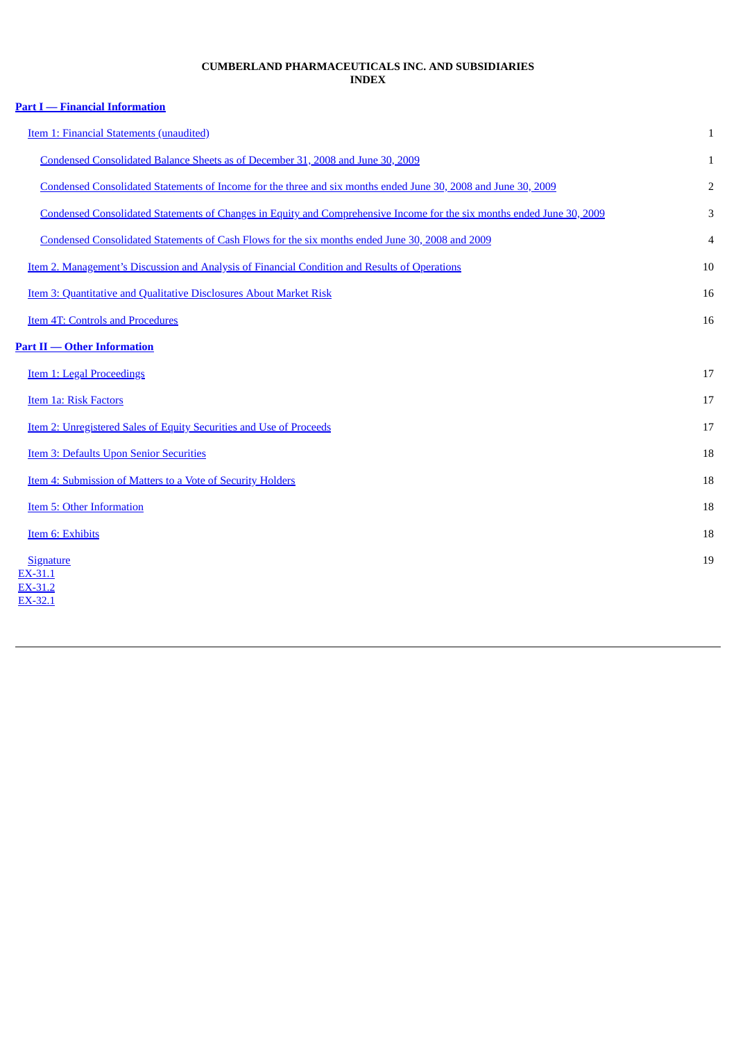**CUMBERLAND PHARMACEUTICALS INC. AND SUBSIDIARIES**
**INDEX**

**Part I — Financial Information**

| | |
|---|---|
| Item 1: Financial Statements (unaudited) | 1 |
| Condensed Consolidated Balance Sheets as of December 31, 2008 and June 30, 2009 | 1 |
| Condensed Consolidated Statements of Income for the three and six months ended June 30, 2008 and June 30, 2009 | 2 |
| Condensed Consolidated Statements of Changes in Equity and Comprehensive Income for the six months ended June 30, 2009 | 3 |
| Condensed Consolidated Statements of Cash Flows for the six months ended June 30, 2008 and 2009 | 4 |
| Item 2. Management's Discussion and Analysis of Financial Condition and Results of Operations | 10 |
| Item 3: Quantitative and Qualitative Disclosures About Market Risk | 16 |
| Item 4T: Controls and Procedures | 16 |

**Part II — Other Information**

| | |
|---|---|
| Item 1: Legal Proceedings | 17 |
| Item 1a: Risk Factors | 17 |
| Item 2: Unregistered Sales of Equity Securities and Use of Proceeds | 17 |
| Item 3: Defaults Upon Senior Securities | 18 |
| Item 4: Submission of Matters to a Vote of Security Holders | 18 |
| Item 5: Other Information | 18 |
| Item 6: Exhibits | 18 |
| Signature | 19 |

EX-31.1
EX-31.2
EX-32.1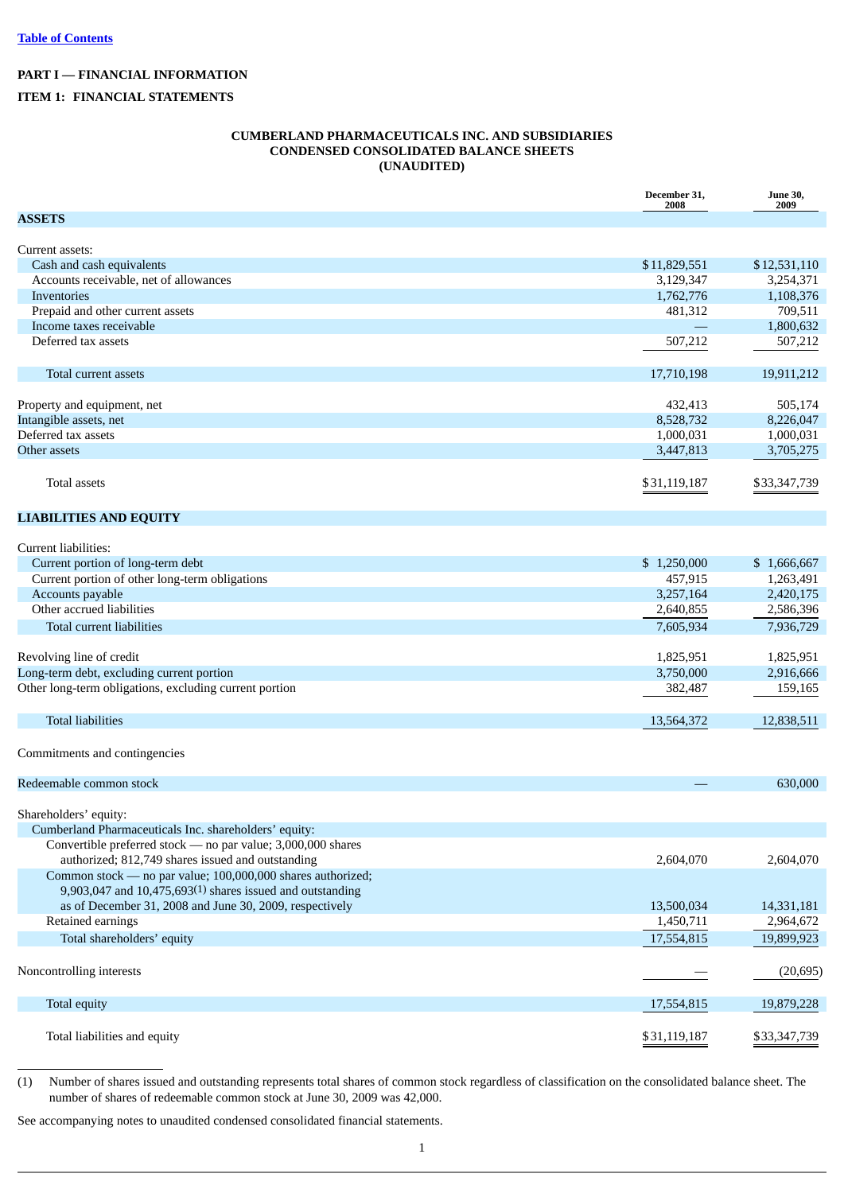[Table of Contents](#)

## PART I — FINANCIAL INFORMATION

## ITEM 1: FINANCIAL STATEMENTS

### CUMBERLAND PHARMACEUTICALS INC. AND SUBSIDIARIES
### CONDENSED CONSOLIDATED BALANCE SHEETS
### (UNAUDITED)

| | December 31, 2008 | June 30, 2009 |
|---|---|---|
| **ASSETS** | | |
| Current assets: | | |
| Cash and cash equivalents | $11,829,551 | $12,531,110 |
| Accounts receivable, net of allowances | 3,129,347 | 3,254,371 |
| Inventories | 1,762,776 | 1,108,376 |
| Prepaid and other current assets | 481,312 | 709,511 |
| Income taxes receivable | — | 1,800,632 |
| Deferred tax assets | 507,212 | 507,212 |
| Total current assets | 17,710,198 | 19,911,212 |
| Property and equipment, net | 432,413 | 505,174 |
| Intangible assets, net | 8,528,732 | 8,226,047 |
| Deferred tax assets | 1,000,031 | 1,000,031 |
| Other assets | 3,447,813 | 3,705,275 |
| Total assets | $31,119,187 | $33,347,739 |
| **LIABILITIES AND EQUITY** | | |
| Current liabilities: | | |
| Current portion of long-term debt | $ 1,250,000 | $ 1,666,667 |
| Current portion of other long-term obligations | 457,915 | 1,263,491 |
| Accounts payable | 3,257,164 | 2,420,175 |
| Other accrued liabilities | 2,640,855 | 2,586,396 |
| Total current liabilities | 7,605,934 | 7,936,729 |
| Revolving line of credit | 1,825,951 | 1,825,951 |
| Long-term debt, excluding current portion | 3,750,000 | 2,916,666 |
| Other long-term obligations, excluding current portion | 382,487 | 159,165 |
| Total liabilities | 13,564,372 | 12,838,511 |
| Commitments and contingencies | | |
| Redeemable common stock | — | 630,000 |
| Shareholders' equity: | | |
| Cumberland Pharmaceuticals Inc. shareholders' equity: | | |
| Convertible preferred stock — no par value; 3,000,000 shares authorized; 812,749 shares issued and outstanding | 2,604,070 | 2,604,070 |
| Common stock — no par value; 100,000,000 shares authorized; 9,903,047 and 10,475,693[(1)] shares issued and outstanding as of December 31, 2008 and June 30, 2009, respectively | 13,500,034 | 14,331,181 |
| Retained earnings | 1,450,711 | 2,964,672 |
| Total shareholders' equity | 17,554,815 | 19,899,923 |
| Noncontrolling interests | — | (20,695) |
| Total equity | 17,554,815 | 19,879,228 |
| Total liabilities and equity | $31,119,187 | $33,347,739 |

(1) Number of shares issued and outstanding represents total shares of common stock regardless of classification on the consolidated balance sheet. The number of shares of redeemable common stock at June 30, 2009 was 42,000.

See accompanying notes to unaudited condensed consolidated financial statements.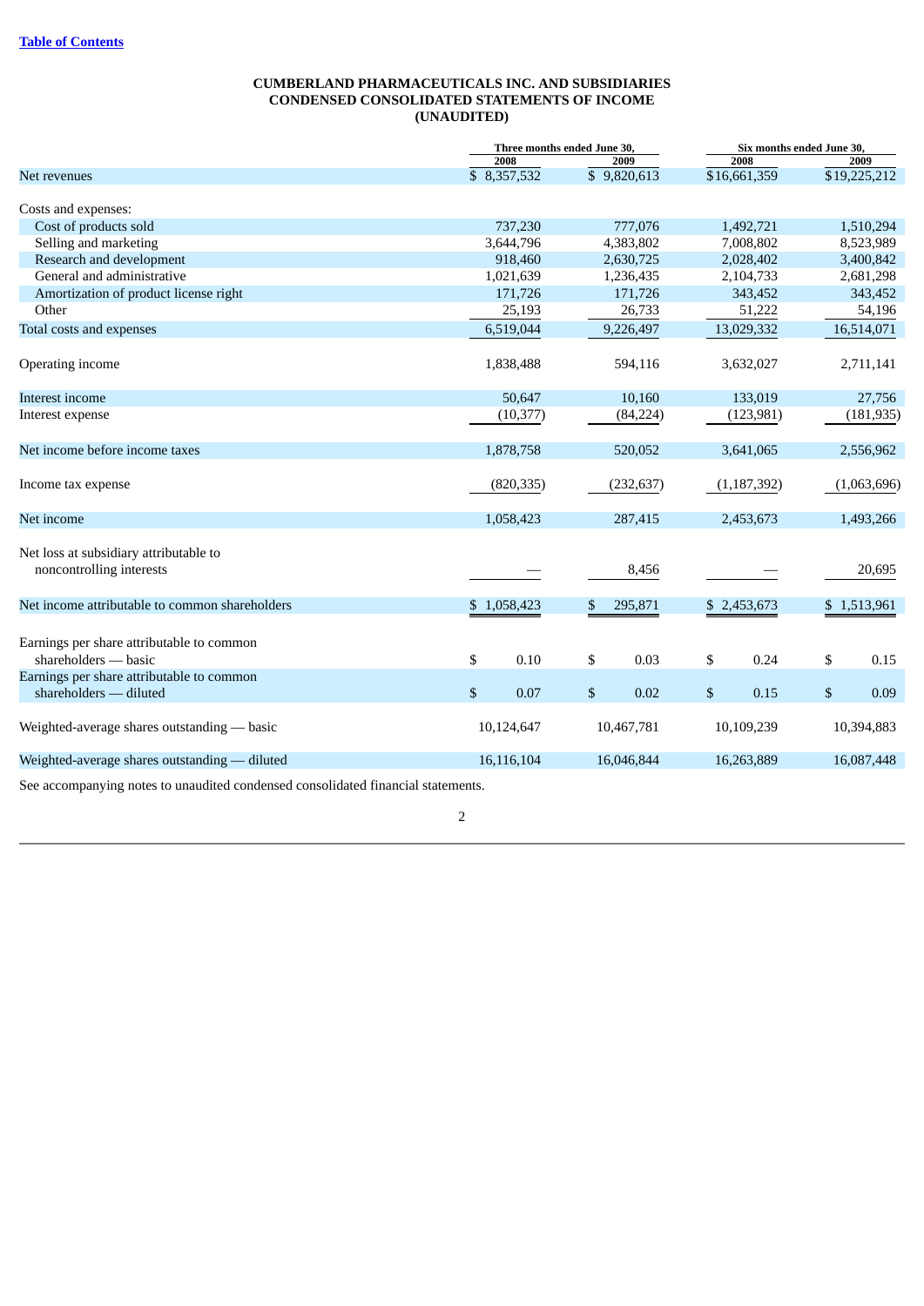**CUMBERLAND PHARMACEUTICALS INC. AND SUBSIDIARIES**
**CONDENSED CONSOLIDATED STATEMENTS OF INCOME**
**(UNAUDITED)**

| | Three months ended June 30, | | Six months ended June 30, | |
|---|---|---|---|---|
| | 2008 | 2009 | 2008 | 2009 |
| Net revenues | $ 8,357,532 | $ 9,820,613 | $16,661,359 | $19,225,212 |
| Costs and expenses: | | | | |
| Cost of products sold | 737,230 | 777,076 | 1,492,721 | 1,510,294 |
| Selling and marketing | 3,644,796 | 4,383,802 | 7,008,802 | 8,523,989 |
| Research and development | 918,460 | 2,630,725 | 2,028,402 | 3,400,842 |
| General and administrative | 1,021,639 | 1,236,435 | 2,104,733 | 2,681,298 |
| Amortization of product license right | 171,726 | 171,726 | 343,452 | 343,452 |
| Other | 25,193 | 26,733 | 51,222 | 54,196 |
| Total costs and expenses | 6,519,044 | 9,226,497 | 13,029,332 | 16,514,071 |
| Operating income | 1,838,488 | 594,116 | 3,632,027 | 2,711,141 |
| Interest income | 50,647 | 10,160 | 133,019 | 27,756 |
| Interest expense | (10,377) | (84,224) | (123,981) | (181,935) |
| Net income before income taxes | 1,878,758 | 520,052 | 3,641,065 | 2,556,962 |
| Income tax expense | (820,335) | (232,637) | (1,187,392) | (1,063,696) |
| Net income | 1,058,423 | 287,415 | 2,453,673 | 1,493,266 |
| Net loss at subsidiary attributable to noncontrolling interests | — | 8,456 | — | 20,695 |
| Net income attributable to common shareholders | $ 1,058,423 | $ 295,871 | $ 2,453,673 | $ 1,513,961 |
| Earnings per share attributable to common shareholders — basic | $ 0.10 | $ 0.03 | $ 0.24 | $ 0.15 |
| Earnings per share attributable to common shareholders — diluted | $ 0.07 | $ 0.02 | $ 0.15 | $ 0.09 |
| Weighted-average shares outstanding — basic | 10,124,647 | 10,467,781 | 10,109,239 | 10,394,883 |
| Weighted-average shares outstanding — diluted | 16,116,104 | 16,046,844 | 16,263,889 | 16,087,448 |

See accompanying notes to unaudited condensed consolidated financial statements.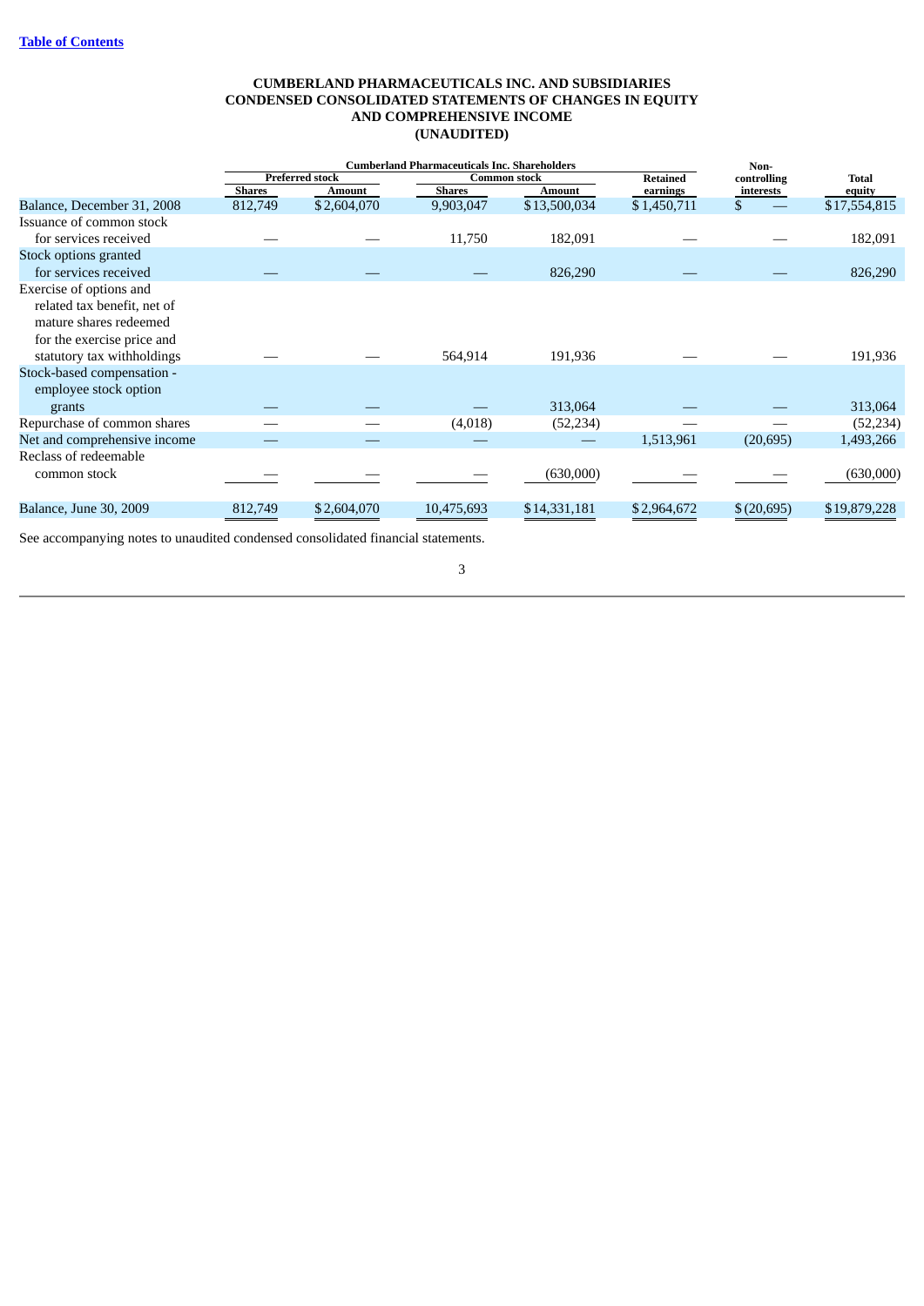[Table of Contents](#)

**CUMBERLAND PHARMACEUTICALS INC. AND SUBSIDIARIES**
**CONDENSED CONSOLIDATED STATEMENTS OF CHANGES IN EQUITY AND COMPREHENSIVE INCOME**
**(UNAUDITED)**

| | Cumberland Pharmaceuticals Inc. Shareholders | | | | | | |
|---|---|---|---|---|---|---|---|
| | Preferred stock | | Common stock | | | | |
| | Shares | Amount | Shares | Amount | Retained earnings | Non-controlling interests | Total equity |
| Balance, December 31, 2008 | 812,749 | $2,604,070 | 9,903,047 | $13,500,034 | $1,450,711 | $ — | $17,554,815 |
| Issuance of common stock for services received | — | — | 11,750 | 182,091 | — | — | 182,091 |
| Stock options granted for services received | — | — | — | 826,290 | — | — | 826,290 |
| Exercise of options and related tax benefit, net of mature shares redeemed for the exercise price and statutory tax withholdings | — | — | 564,914 | 191,936 | — | — | 191,936 |
| Stock-based compensation - employee stock option grants | — | — | — | 313,064 | — | — | 313,064 |
| Repurchase of common shares | — | — | (4,018) | (52,234) | — | — | (52,234) |
| Net and comprehensive income | — | — | — | — | 1,513,961 | (20,695) | 1,493,266 |
| Reclass of redeemable common stock | — | — | — | (630,000) | — | — | (630,000) |
| Balance, June 30, 2009 | 812,749 | $2,604,070 | 10,475,693 | $14,331,181 | $2,964,672 | $(20,695) | $19,879,228 |

See accompanying notes to unaudited condensed consolidated financial statements.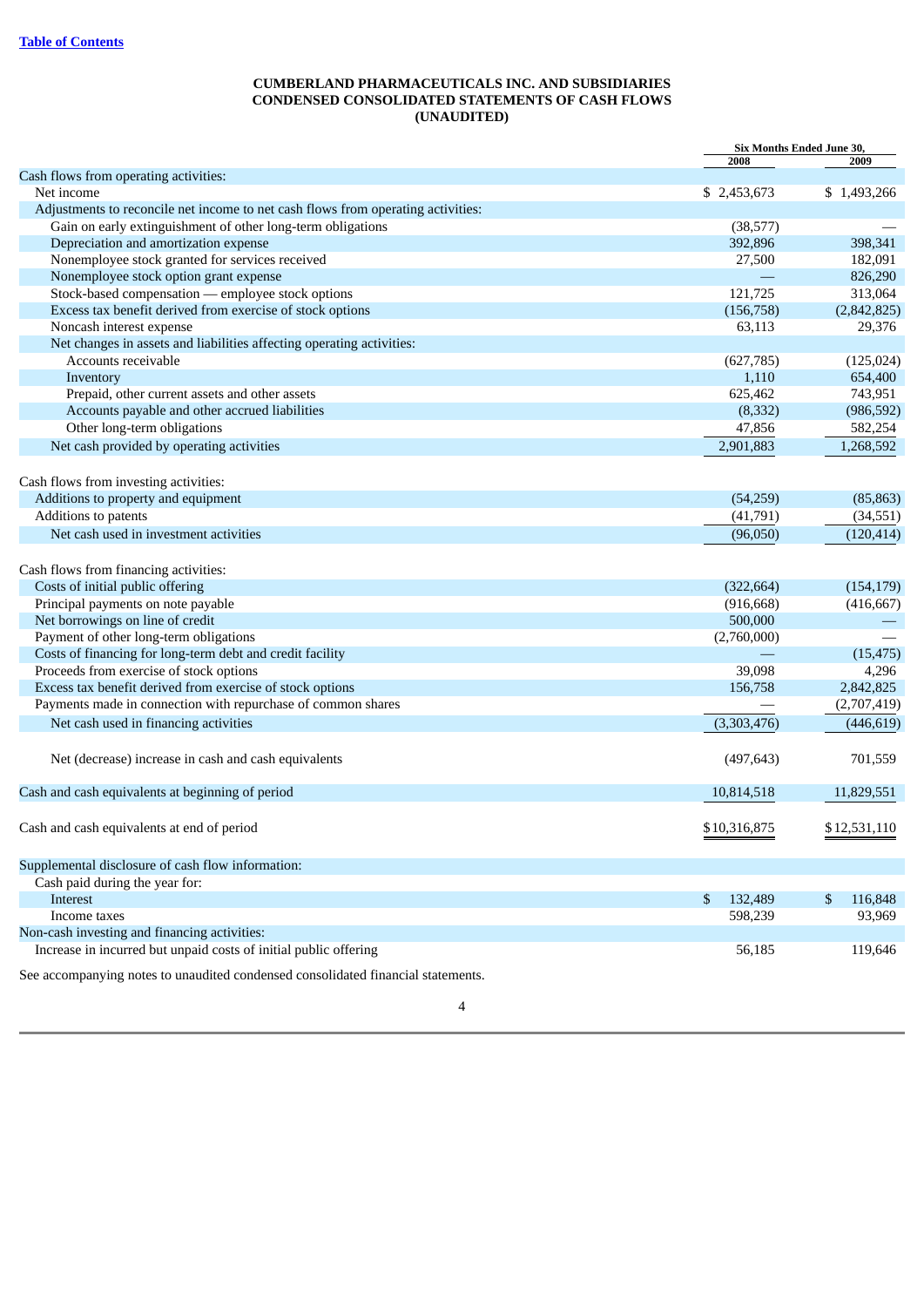**CUMBERLAND PHARMACEUTICALS INC. AND SUBSIDIARIES**
**CONDENSED CONSOLIDATED STATEMENTS OF CASH FLOWS**
**(UNAUDITED)**

| | Six Months Ended June 30, | |
|---|---|---|
| | 2008 | 2009 |
| Cash flows from operating activities: | | |
| Net income | $ 2,453,673 | $ 1,493,266 |
| Adjustments to reconcile net income to net cash flows from operating activities: | | |
| Gain on early extinguishment of other long-term obligations | (38,577) | — |
| Depreciation and amortization expense | 392,896 | 398,341 |
| Nonemployee stock granted for services received | 27,500 | 182,091 |
| Nonemployee stock option grant expense | — | 826,290 |
| Stock-based compensation — employee stock options | 121,725 | 313,064 |
| Excess tax benefit derived from exercise of stock options | (156,758) | (2,842,825) |
| Noncash interest expense | 63,113 | 29,376 |
| Net changes in assets and liabilities affecting operating activities: | | |
| Accounts receivable | (627,785) | (125,024) |
| Inventory | 1,110 | 654,400 |
| Prepaid, other current assets and other assets | 625,462 | 743,951 |
| Accounts payable and other accrued liabilities | (8,332) | (986,592) |
| Other long-term obligations | 47,856 | 582,254 |
| Net cash provided by operating activities | 2,901,883 | 1,268,592 |
| | | |
| Cash flows from investing activities: | | |
| Additions to property and equipment | (54,259) | (85,863) |
| Additions to patents | (41,791) | (34,551) |
| Net cash used in investment activities | (96,050) | (120,414) |
| | | |
| Cash flows from financing activities: | | |
| Costs of initial public offering | (322,664) | (154,179) |
| Principal payments on note payable | (916,668) | (416,667) |
| Net borrowings on line of credit | 500,000 | — |
| Payment of other long-term obligations | (2,760,000) | — |
| Costs of financing for long-term debt and credit facility | — | (15,475) |
| Proceeds from exercise of stock options | 39,098 | 4,296 |
| Excess tax benefit derived from exercise of stock options | 156,758 | 2,842,825 |
| Payments made in connection with repurchase of common shares | — | (2,707,419) |
| Net cash used in financing activities | (3,303,476) | (446,619) |
| | | |
| Net (decrease) increase in cash and cash equivalents | (497,643) | 701,559 |
| | | |
| Cash and cash equivalents at beginning of period | 10,814,518 | 11,829,551 |
| | | |
| Cash and cash equivalents at end of period | $10,316,875 | $12,531,110 |
| | | |
| Supplemental disclosure of cash flow information: | | |
| Cash paid during the year for: | | |
| Interest | $ 132,489 | $ 116,848 |
| Income taxes | 598,239 | 93,969 |
| Non-cash investing and financing activities: | | |
| Increase in incurred but unpaid costs of initial public offering | 56,185 | 119,646 |

See accompanying notes to unaudited condensed consolidated financial statements.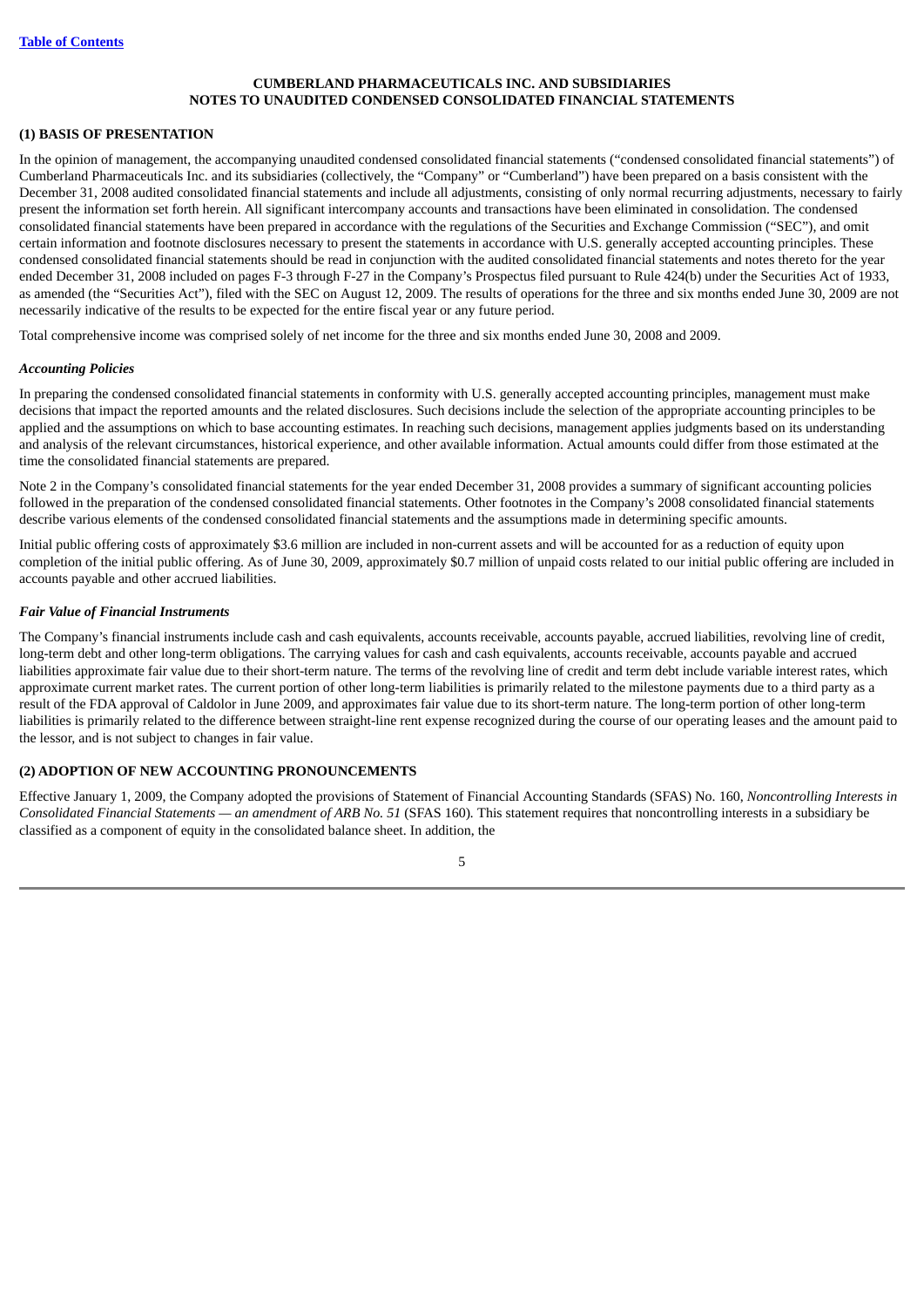**CUMBERLAND PHARMACEUTICALS INC. AND SUBSIDIARIES**
**NOTES TO UNAUDITED CONDENSED CONSOLIDATED FINANCIAL STATEMENTS**

**(1) BASIS OF PRESENTATION**

In the opinion of management, the accompanying unaudited condensed consolidated financial statements ("condensed consolidated financial statements") of Cumberland Pharmaceuticals Inc. and its subsidiaries (collectively, the "Company" or "Cumberland") have been prepared on a basis consistent with the December 31, 2008 audited consolidated financial statements and include all adjustments, consisting of only normal recurring adjustments, necessary to fairly present the information set forth herein. All significant intercompany accounts and transactions have been eliminated in consolidation. The condensed consolidated financial statements have been prepared in accordance with the regulations of the Securities and Exchange Commission ("SEC"), and omit certain information and footnote disclosures necessary to present the statements in accordance with U.S. generally accepted accounting principles. These condensed consolidated financial statements should be read in conjunction with the audited consolidated financial statements and notes thereto for the year ended December 31, 2008 included on pages F-3 through F-27 in the Company's Prospectus filed pursuant to Rule 424(b) under the Securities Act of 1933, as amended (the "Securities Act"), filed with the SEC on August 12, 2009. The results of operations for the three and six months ended June 30, 2009 are not necessarily indicative of the results to be expected for the entire fiscal year or any future period.

Total comprehensive income was comprised solely of net income for the three and six months ended June 30, 2008 and 2009.

***Accounting Policies***

In preparing the condensed consolidated financial statements in conformity with U.S. generally accepted accounting principles, management must make decisions that impact the reported amounts and the related disclosures. Such decisions include the selection of the appropriate accounting principles to be applied and the assumptions on which to base accounting estimates. In reaching such decisions, management applies judgments based on its understanding and analysis of the relevant circumstances, historical experience, and other available information. Actual amounts could differ from those estimated at the time the consolidated financial statements are prepared.

Note 2 in the Company's consolidated financial statements for the year ended December 31, 2008 provides a summary of significant accounting policies followed in the preparation of the condensed consolidated financial statements. Other footnotes in the Company's 2008 consolidated financial statements describe various elements of the condensed consolidated financial statements and the assumptions made in determining specific amounts.

Initial public offering costs of approximately \$3.6 million are included in non-current assets and will be accounted for as a reduction of equity upon completion of the initial public offering. As of June 30, 2009, approximately \$0.7 million of unpaid costs related to our initial public offering are included in accounts payable and other accrued liabilities.

***Fair Value of Financial Instruments***

The Company's financial instruments include cash and cash equivalents, accounts receivable, accounts payable, accrued liabilities, revolving line of credit, long-term debt and other long-term obligations. The carrying values for cash and cash equivalents, accounts receivable, accounts payable and accrued liabilities approximate fair value due to their short-term nature. The terms of the revolving line of credit and term debt include variable interest rates, which approximate current market rates. The current portion of other long-term liabilities is primarily related to the milestone payments due to a third party as a result of the FDA approval of Caldolor in June 2009, and approximates fair value due to its short-term nature. The long-term portion of other long-term liabilities is primarily related to the difference between straight-line rent expense recognized during the course of our operating leases and the amount paid to the lessor, and is not subject to changes in fair value.

**(2) ADOPTION OF NEW ACCOUNTING PRONOUNCEMENTS**

Effective January 1, 2009, the Company adopted the provisions of Statement of Financial Accounting Standards (SFAS) No. 160, *Noncontrolling Interests in Consolidated Financial Statements — an amendment of ARB No. 51* (SFAS 160). This statement requires that noncontrolling interests in a subsidiary be classified as a component of equity in the consolidated balance sheet. In addition, the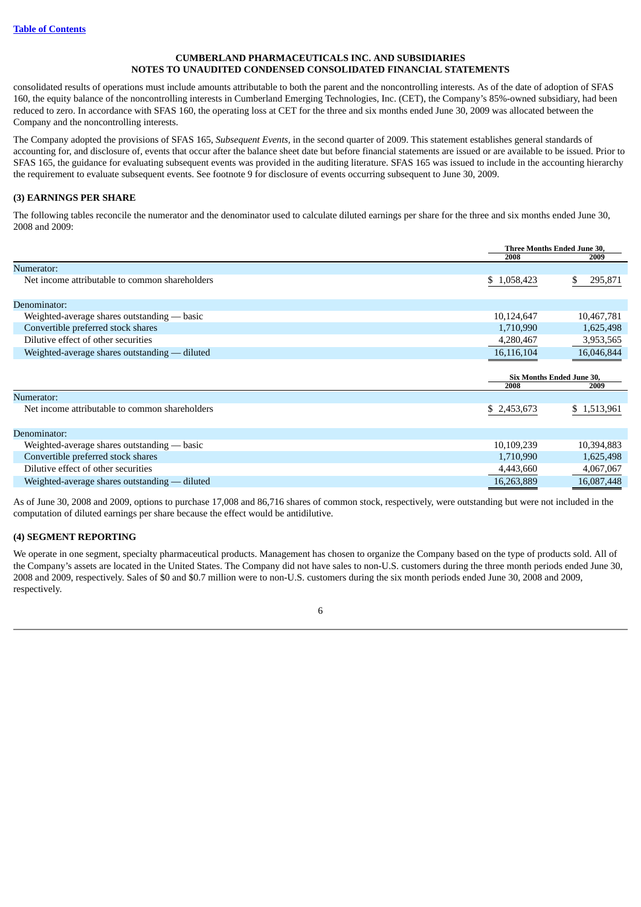consolidated results of operations must include amounts attributable to both the parent and the noncontrolling interests. As of the date of adoption of SFAS 160, the equity balance of the noncontrolling interests in Cumberland Emerging Technologies, Inc. (CET), the Company's 85%-owned subsidiary, had been reduced to zero. In accordance with SFAS 160, the operating loss at CET for the three and six months ended June 30, 2009 was allocated between the Company and the noncontrolling interests.

The Company adopted the provisions of SFAS 165, *Subsequent Events*, in the second quarter of 2009. This statement establishes general standards of accounting for, and disclosure of, events that occur after the balance sheet date but before financial statements are issued or are available to be issued. Prior to SFAS 165, the guidance for evaluating subsequent events was provided in the auditing literature. SFAS 165 was issued to include in the accounting hierarchy the requirement to evaluate subsequent events. See footnote 9 for disclosure of events occurring subsequent to June 30, 2009.

### (3) EARNINGS PER SHARE

The following tables reconcile the numerator and the denominator used to calculate diluted earnings per share for the three and six months ended June 30, 2008 and 2009:

| | Three Months Ended June 30, | |
|---|---|---|
| | 2008 | 2009 |
| Numerator: | | |
| Net income attributable to common shareholders | $ 1,058,423 | $ 295,871 |
| Denominator: | | |
| Weighted-average shares outstanding — basic | 10,124,647 | 10,467,781 |
| Convertible preferred stock shares | 1,710,990 | 1,625,498 |
| Dilutive effect of other securities | 4,280,467 | 3,953,565 |
| Weighted-average shares outstanding — diluted | 16,116,104 | 16,046,844 |

| | Six Months Ended June 30, | |
|---|---|---|
| | 2008 | 2009 |
| Numerator: | | |
| Net income attributable to common shareholders | $ 2,453,673 | $ 1,513,961 |
| Denominator: | | |
| Weighted-average shares outstanding — basic | 10,109,239 | 10,394,883 |
| Convertible preferred stock shares | 1,710,990 | 1,625,498 |
| Dilutive effect of other securities | 4,443,660 | 4,067,067 |
| Weighted-average shares outstanding — diluted | 16,263,889 | 16,087,448 |

As of June 30, 2008 and 2009, options to purchase 17,008 and 86,716 shares of common stock, respectively, were outstanding but were not included in the computation of diluted earnings per share because the effect would be antidilutive.

### (4) SEGMENT REPORTING

We operate in one segment, specialty pharmaceutical products. Management has chosen to organize the Company based on the type of products sold. All of the Company's assets are located in the United States. The Company did not have sales to non-U.S. customers during the three month periods ended June 30, 2008 and 2009, respectively. Sales of $0 and $0.7 million were to non-U.S. customers during the six month periods ended June 30, 2008 and 2009, respectively.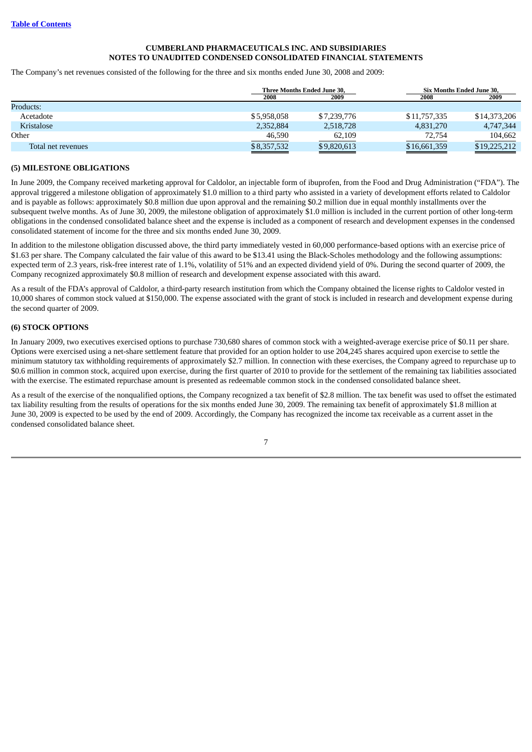**Table of Contents**

**CUMBERLAND PHARMACEUTICALS INC. AND SUBSIDIARIES**
**NOTES TO UNAUDITED CONDENSED CONSOLIDATED FINANCIAL STATEMENTS**

The Company's net revenues consisted of the following for the three and six months ended June 30, 2008 and 2009:

| | Three Months Ended June 30, | | Six Months Ended June 30, | |
|---|---|---|---|---|
| | 2008 | 2009 | 2008 | 2009 |
| Products: | | | | |
| Acetadote | $5,958,058 | $7,239,776 | $11,757,335 | $14,373,206 |
| Kristalose | 2,352,884 | 2,518,728 | 4,831,270 | 4,747,344 |
| Other | 46,590 | 62,109 | 72,754 | 104,662 |
| Total net revenues | $8,357,532 | $9,820,613 | $16,661,359 | $19,225,212 |

### (5) MILESTONE OBLIGATIONS

In June 2009, the Company received marketing approval for Caldolor, an injectable form of ibuprofen, from the Food and Drug Administration ("FDA"). The approval triggered a milestone obligation of approximately $1.0 million to a third party who assisted in a variety of development efforts related to Caldolor and is payable as follows: approximately $0.8 million due upon approval and the remaining $0.2 million due in equal monthly installments over the subsequent twelve months. As of June 30, 2009, the milestone obligation of approximately $1.0 million is included in the current portion of other long-term obligations in the condensed consolidated balance sheet and the expense is included as a component of research and development expenses in the condensed consolidated statement of income for the three and six months ended June 30, 2009.

In addition to the milestone obligation discussed above, the third party immediately vested in 60,000 performance-based options with an exercise price of $1.63 per share. The Company calculated the fair value of this award to be $13.41 using the Black-Scholes methodology and the following assumptions: expected term of 2.3 years, risk-free interest rate of 1.1%, volatility of 51% and an expected dividend yield of 0%. During the second quarter of 2009, the Company recognized approximately $0.8 million of research and development expense associated with this award.

As a result of the FDA's approval of Caldolor, a third-party research institution from which the Company obtained the license rights to Caldolor vested in 10,000 shares of common stock valued at $150,000. The expense associated with the grant of stock is included in research and development expense during the second quarter of 2009.

### (6) STOCK OPTIONS

In January 2009, two executives exercised options to purchase 730,680 shares of common stock with a weighted-average exercise price of $0.11 per share. Options were exercised using a net-share settlement feature that provided for an option holder to use 204,245 shares acquired upon exercise to settle the minimum statutory tax withholding requirements of approximately $2.7 million. In connection with these exercises, the Company agreed to repurchase up to $0.6 million in common stock, acquired upon exercise, during the first quarter of 2010 to provide for the settlement of the remaining tax liabilities associated with the exercise. The estimated repurchase amount is presented as redeemable common stock in the condensed consolidated balance sheet.

As a result of the exercise of the nonqualified options, the Company recognized a tax benefit of $2.8 million. The tax benefit was used to offset the estimated tax liability resulting from the results of operations for the six months ended June 30, 2009. The remaining tax benefit of approximately $1.8 million at June 30, 2009 is expected to be used by the end of 2009. Accordingly, the Company has recognized the income tax receivable as a current asset in the condensed consolidated balance sheet.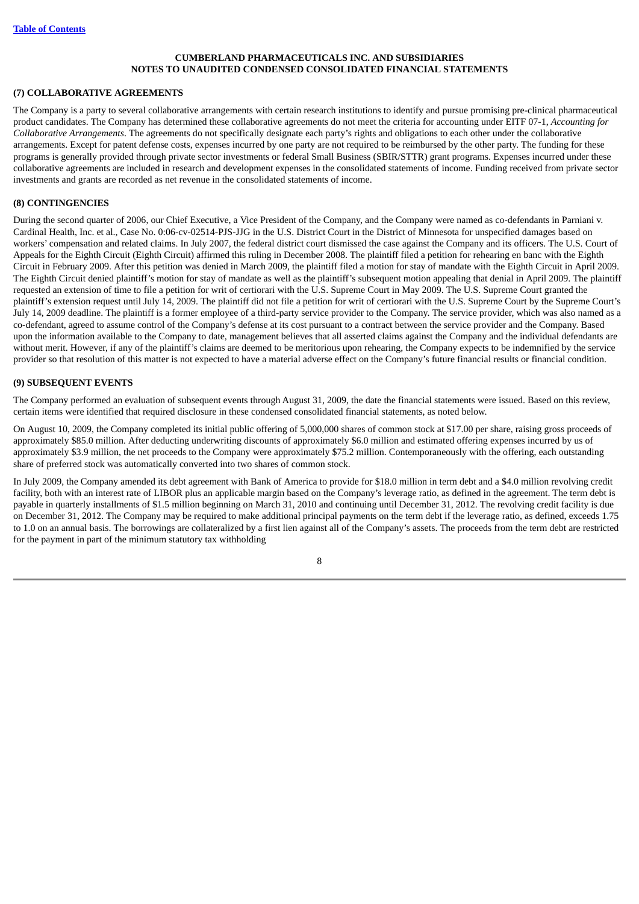**CUMBERLAND PHARMACEUTICALS INC. AND SUBSIDIARIES**
**NOTES TO UNAUDITED CONDENSED CONSOLIDATED FINANCIAL STATEMENTS**

**(7) COLLABORATIVE AGREEMENTS**

The Company is a party to several collaborative arrangements with certain research institutions to identify and pursue promising pre-clinical pharmaceutical product candidates. The Company has determined these collaborative agreements do not meet the criteria for accounting under EITF 07-1, *Accounting for Collaborative Arrangements*. The agreements do not specifically designate each party's rights and obligations to each other under the collaborative arrangements. Except for patent defense costs, expenses incurred by one party are not required to be reimbursed by the other party. The funding for these programs is generally provided through private sector investments or federal Small Business (SBIR/STTR) grant programs. Expenses incurred under these collaborative agreements are included in research and development expenses in the consolidated statements of income. Funding received from private sector investments and grants are recorded as net revenue in the consolidated statements of income.

**(8) CONTINGENCIES**

During the second quarter of 2006, our Chief Executive, a Vice President of the Company, and the Company were named as co-defendants in Parniani v. Cardinal Health, Inc. et al., Case No. 0:06-cv-02514-PJS-JJG in the U.S. District Court in the District of Minnesota for unspecified damages based on workers' compensation and related claims. In July 2007, the federal district court dismissed the case against the Company and its officers. The U.S. Court of Appeals for the Eighth Circuit (Eighth Circuit) affirmed this ruling in December 2008. The plaintiff filed a petition for rehearing en banc with the Eighth Circuit in February 2009. After this petition was denied in March 2009, the plaintiff filed a motion for stay of mandate with the Eighth Circuit in April 2009. The Eighth Circuit denied plaintiff's motion for stay of mandate as well as the plaintiff's subsequent motion appealing that denial in April 2009. The plaintiff requested an extension of time to file a petition for writ of certiorari with the U.S. Supreme Court in May 2009. The U.S. Supreme Court granted the plaintiff's extension request until July 14, 2009. The plaintiff did not file a petition for writ of certiorari with the U.S. Supreme Court by the Supreme Court's July 14, 2009 deadline. The plaintiff is a former employee of a third-party service provider to the Company. The service provider, which was also named as a co-defendant, agreed to assume control of the Company's defense at its cost pursuant to a contract between the service provider and the Company. Based upon the information available to the Company to date, management believes that all asserted claims against the Company and the individual defendants are without merit. However, if any of the plaintiff's claims are deemed to be meritorious upon rehearing, the Company expects to be indemnified by the service provider so that resolution of this matter is not expected to have a material adverse effect on the Company's future financial results or financial condition.

**(9) SUBSEQUENT EVENTS**

The Company performed an evaluation of subsequent events through August 31, 2009, the date the financial statements were issued. Based on this review, certain items were identified that required disclosure in these condensed consolidated financial statements, as noted below.

On August 10, 2009, the Company completed its initial public offering of 5,000,000 shares of common stock at $17.00 per share, raising gross proceeds of approximately $85.0 million. After deducting underwriting discounts of approximately $6.0 million and estimated offering expenses incurred by us of approximately $3.9 million, the net proceeds to the Company were approximately $75.2 million. Contemporaneously with the offering, each outstanding share of preferred stock was automatically converted into two shares of common stock.

In July 2009, the Company amended its debt agreement with Bank of America to provide for $18.0 million in term debt and a $4.0 million revolving credit facility, both with an interest rate of LIBOR plus an applicable margin based on the Company's leverage ratio, as defined in the agreement. The term debt is payable in quarterly installments of $1.5 million beginning on March 31, 2010 and continuing until December 31, 2012. The revolving credit facility is due on December 31, 2012. The Company may be required to make additional principal payments on the term debt if the leverage ratio, as defined, exceeds 1.75 to 1.0 on an annual basis. The borrowings are collateralized by a first lien against all of the Company's assets. The proceeds from the term debt are restricted for the payment in part of the minimum statutory tax withholding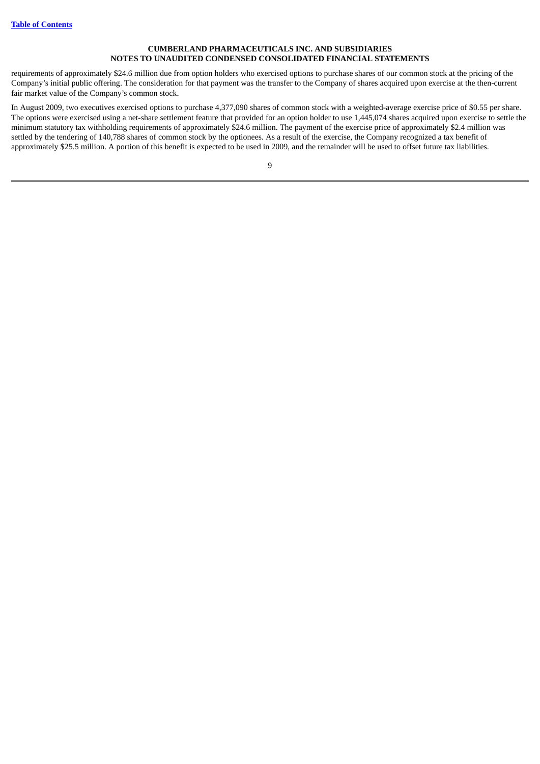requirements of approximately $24.6 million due from option holders who exercised options to purchase shares of our common stock at the pricing of the Company's initial public offering. The consideration for that payment was the transfer to the Company of shares acquired upon exercise at the then-current fair market value of the Company's common stock.

In August 2009, two executives exercised options to purchase 4,377,090 shares of common stock with a weighted-average exercise price of $0.55 per share. The options were exercised using a net-share settlement feature that provided for an option holder to use 1,445,074 shares acquired upon exercise to settle the minimum statutory tax withholding requirements of approximately $24.6 million. The payment of the exercise price of approximately $2.4 million was settled by the tendering of 140,788 shares of common stock by the optionees. As a result of the exercise, the Company recognized a tax benefit of approximately $25.5 million. A portion of this benefit is expected to be used in 2009, and the remainder will be used to offset future tax liabilities.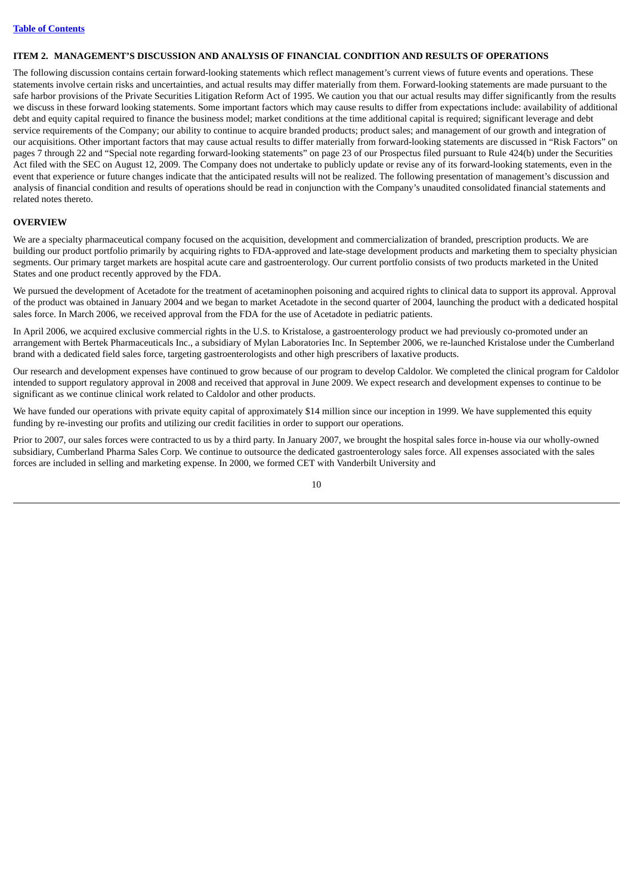[Table of Contents](#)

## ITEM 2. MANAGEMENT'S DISCUSSION AND ANALYSIS OF FINANCIAL CONDITION AND RESULTS OF OPERATIONS

The following discussion contains certain forward-looking statements which reflect management's current views of future events and operations. These statements involve certain risks and uncertainties, and actual results may differ materially from them. Forward-looking statements are made pursuant to the safe harbor provisions of the Private Securities Litigation Reform Act of 1995. We caution you that our actual results may differ significantly from the results we discuss in these forward looking statements. Some important factors which may cause results to differ from expectations include: availability of additional debt and equity capital required to finance the business model; market conditions at the time additional capital is required; significant leverage and debt service requirements of the Company; our ability to continue to acquire branded products; product sales; and management of our growth and integration of our acquisitions. Other important factors that may cause actual results to differ materially from forward-looking statements are discussed in "Risk Factors" on pages 7 through 22 and "Special note regarding forward-looking statements" on page 23 of our Prospectus filed pursuant to Rule 424(b) under the Securities Act filed with the SEC on August 12, 2009. The Company does not undertake to publicly update or revise any of its forward-looking statements, even in the event that experience or future changes indicate that the anticipated results will not be realized. The following presentation of management's discussion and analysis of financial condition and results of operations should be read in conjunction with the Company's unaudited consolidated financial statements and related notes thereto.

### OVERVIEW

We are a specialty pharmaceutical company focused on the acquisition, development and commercialization of branded, prescription products. We are building our product portfolio primarily by acquiring rights to FDA-approved and late-stage development products and marketing them to specialty physician segments. Our primary target markets are hospital acute care and gastroenterology. Our current portfolio consists of two products marketed in the United States and one product recently approved by the FDA.

We pursued the development of Acetadote for the treatment of acetaminophen poisoning and acquired rights to clinical data to support its approval. Approval of the product was obtained in January 2004 and we began to market Acetadote in the second quarter of 2004, launching the product with a dedicated hospital sales force. In March 2006, we received approval from the FDA for the use of Acetadote in pediatric patients.

In April 2006, we acquired exclusive commercial rights in the U.S. to Kristalose, a gastroenterology product we had previously co-promoted under an arrangement with Bertek Pharmaceuticals Inc., a subsidiary of Mylan Laboratories Inc. In September 2006, we re-launched Kristalose under the Cumberland brand with a dedicated field sales force, targeting gastroenterologists and other high prescribers of laxative products.

Our research and development expenses have continued to grow because of our program to develop Caldolor. We completed the clinical program for Caldolor intended to support regulatory approval in 2008 and received that approval in June 2009. We expect research and development expenses to continue to be significant as we continue clinical work related to Caldolor and other products.

We have funded our operations with private equity capital of approximately $14 million since our inception in 1999. We have supplemented this equity funding by re-investing our profits and utilizing our credit facilities in order to support our operations.

Prior to 2007, our sales forces were contracted to us by a third party. In January 2007, we brought the hospital sales force in-house via our wholly-owned subsidiary, Cumberland Pharma Sales Corp. We continue to outsource the dedicated gastroenterology sales force. All expenses associated with the sales forces are included in selling and marketing expense. In 2000, we formed CET with Vanderbilt University and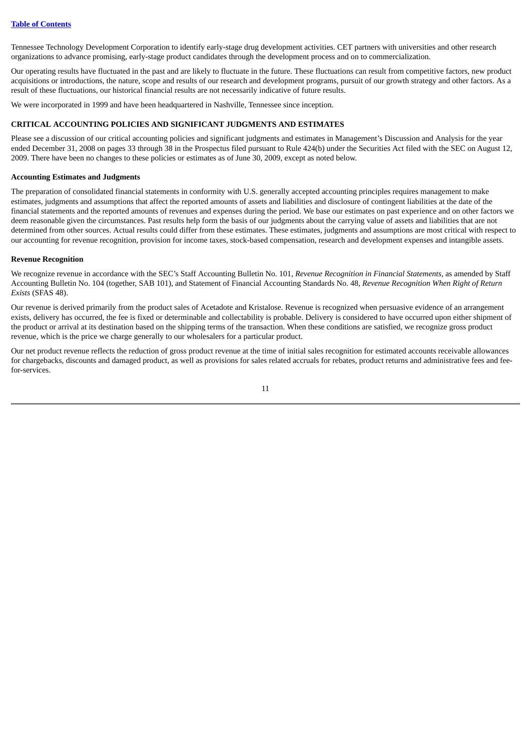Tennessee Technology Development Corporation to identify early-stage drug development activities. CET partners with universities and other research organizations to advance promising, early-stage product candidates through the development process and on to commercialization.

Our operating results have fluctuated in the past and are likely to fluctuate in the future. These fluctuations can result from competitive factors, new product acquisitions or introductions, the nature, scope and results of our research and development programs, pursuit of our growth strategy and other factors. As a result of these fluctuations, our historical financial results are not necessarily indicative of future results.

We were incorporated in 1999 and have been headquartered in Nashville, Tennessee since inception.

## CRITICAL ACCOUNTING POLICIES AND SIGNIFICANT JUDGMENTS AND ESTIMATES

Please see a discussion of our critical accounting policies and significant judgments and estimates in Management's Discussion and Analysis for the year ended December 31, 2008 on pages 33 through 38 in the Prospectus filed pursuant to Rule 424(b) under the Securities Act filed with the SEC on August 12, 2009. There have been no changes to these policies or estimates as of June 30, 2009, except as noted below.

### Accounting Estimates and Judgments

The preparation of consolidated financial statements in conformity with U.S. generally accepted accounting principles requires management to make estimates, judgments and assumptions that affect the reported amounts of assets and liabilities and disclosure of contingent liabilities at the date of the financial statements and the reported amounts of revenues and expenses during the period. We base our estimates on past experience and on other factors we deem reasonable given the circumstances. Past results help form the basis of our judgments about the carrying value of assets and liabilities that are not determined from other sources. Actual results could differ from these estimates. These estimates, judgments and assumptions are most critical with respect to our accounting for revenue recognition, provision for income taxes, stock-based compensation, research and development expenses and intangible assets.

### Revenue Recognition

We recognize revenue in accordance with the SEC's Staff Accounting Bulletin No. 101, *Revenue Recognition in Financial Statements*, as amended by Staff Accounting Bulletin No. 104 (together, SAB 101), and Statement of Financial Accounting Standards No. 48, *Revenue Recognition When Right of Return Exists* (SFAS 48).

Our revenue is derived primarily from the product sales of Acetadote and Kristalose. Revenue is recognized when persuasive evidence of an arrangement exists, delivery has occurred, the fee is fixed or determinable and collectability is probable. Delivery is considered to have occurred upon either shipment of the product or arrival at its destination based on the shipping terms of the transaction. When these conditions are satisfied, we recognize gross product revenue, which is the price we charge generally to our wholesalers for a particular product.

Our net product revenue reflects the reduction of gross product revenue at the time of initial sales recognition for estimated accounts receivable allowances for chargebacks, discounts and damaged product, as well as provisions for sales related accruals for rebates, product returns and administrative fees and fee-for-services.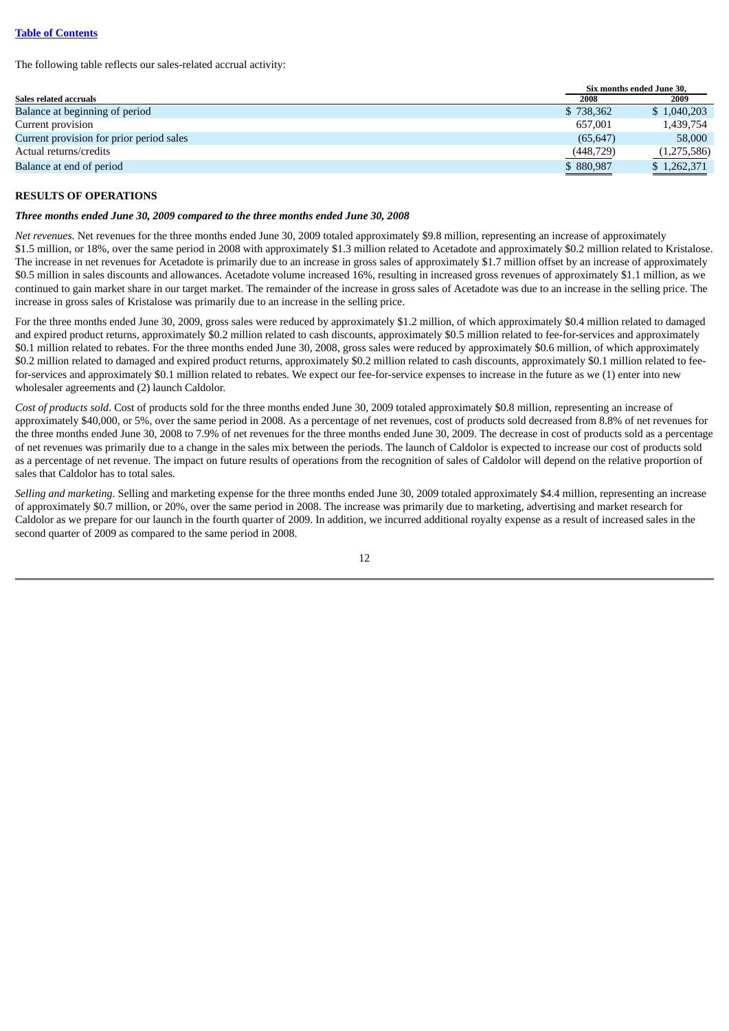The following table reflects our sales-related accrual activity:

| Sales related accruals | Six months ended June 30, | |
|---|---|---|
| | 2008 | 2009 |
| Balance at beginning of period | $ 738,362 | $ 1,040,203 |
| Current provision | 657,001 | 1,439,754 |
| Current provision for prior period sales | (65,647) | 58,000 |
| Actual returns/credits | (448,729) | (1,275,586) |
| Balance at end of period | $ 880,987 | $ 1,262,371 |

## RESULTS OF OPERATIONS

### *Three months ended June 30, 2009 compared to the three months ended June 30, 2008*

*Net revenues.* Net revenues for the three months ended June 30, 2009 totaled approximately $9.8 million, representing an increase of approximately $1.5 million, or 18%, over the same period in 2008 with approximately $1.3 million related to Acetadote and approximately $0.2 million related to Kristalose. The increase in net revenues for Acetadote is primarily due to an increase in gross sales of approximately $1.7 million offset by an increase of approximately $0.5 million in sales discounts and allowances. Acetadote volume increased 16%, resulting in increased gross revenues of approximately $1.1 million, as we continued to gain market share in our target market. The remainder of the increase in gross sales of Acetadote was due to an increase in the selling price. The increase in gross sales of Kristalose was primarily due to an increase in the selling price.

For the three months ended June 30, 2009, gross sales were reduced by approximately $1.2 million, of which approximately $0.4 million related to damaged and expired product returns, approximately $0.2 million related to cash discounts, approximately $0.5 million related to fee-for-services and approximately $0.1 million related to rebates. For the three months ended June 30, 2008, gross sales were reduced by approximately $0.6 million, of which approximately $0.2 million related to damaged and expired product returns, approximately $0.2 million related to cash discounts, approximately $0.1 million related to fee-for-services and approximately $0.1 million related to rebates. We expect our fee-for-service expenses to increase in the future as we (1) enter into new wholesaler agreements and (2) launch Caldolor.

*Cost of products sold*. Cost of products sold for the three months ended June 30, 2009 totaled approximately $0.8 million, representing an increase of approximately $40,000, or 5%, over the same period in 2008. As a percentage of net revenues, cost of products sold decreased from 8.8% of net revenues for the three months ended June 30, 2008 to 7.9% of net revenues for the three months ended June 30, 2009. The decrease in cost of products sold as a percentage of net revenues was primarily due to a change in the sales mix between the periods. The launch of Caldolor is expected to increase our cost of products sold as a percentage of net revenue. The impact on future results of operations from the recognition of sales of Caldolor will depend on the relative proportion of sales that Caldolor has to total sales.

*Selling and marketing*. Selling and marketing expense for the three months ended June 30, 2009 totaled approximately $4.4 million, representing an increase of approximately $0.7 million, or 20%, over the same period in 2008. The increase was primarily due to marketing, advertising and market research for Caldolor as we prepare for our launch in the fourth quarter of 2009. In addition, we incurred additional royalty expense as a result of increased sales in the second quarter of 2009 as compared to the same period in 2008.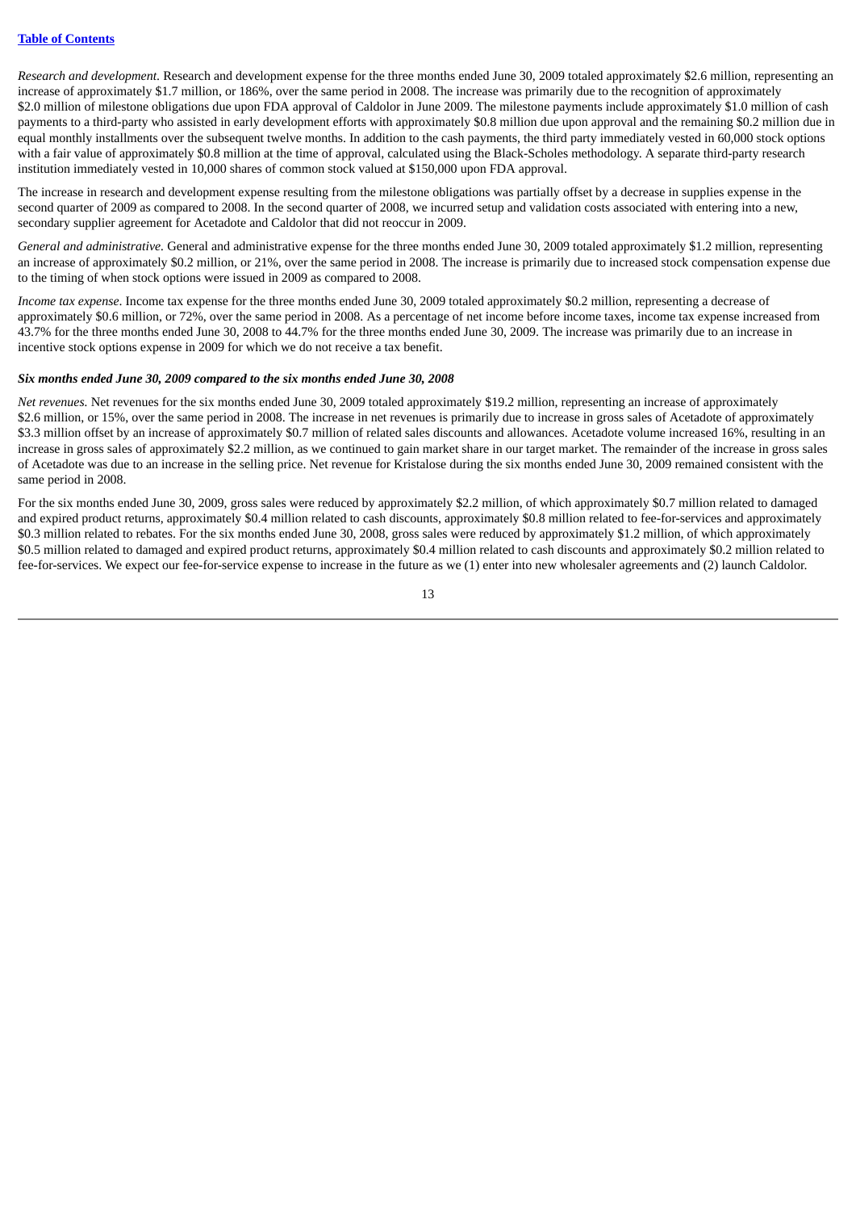*Research and development*. Research and development expense for the three months ended June 30, 2009 totaled approximately $2.6 million, representing an increase of approximately $1.7 million, or 186%, over the same period in 2008. The increase was primarily due to the recognition of approximately $2.0 million of milestone obligations due upon FDA approval of Caldolor in June 2009. The milestone payments include approximately $1.0 million of cash payments to a third-party who assisted in early development efforts with approximately $0.8 million due upon approval and the remaining $0.2 million due in equal monthly installments over the subsequent twelve months. In addition to the cash payments, the third party immediately vested in 60,000 stock options with a fair value of approximately $0.8 million at the time of approval, calculated using the Black-Scholes methodology. A separate third-party research institution immediately vested in 10,000 shares of common stock valued at $150,000 upon FDA approval.

The increase in research and development expense resulting from the milestone obligations was partially offset by a decrease in supplies expense in the second quarter of 2009 as compared to 2008. In the second quarter of 2008, we incurred setup and validation costs associated with entering into a new, secondary supplier agreement for Acetadote and Caldolor that did not reoccur in 2009.

*General and administrative.* General and administrative expense for the three months ended June 30, 2009 totaled approximately $1.2 million, representing an increase of approximately $0.2 million, or 21%, over the same period in 2008. The increase is primarily due to increased stock compensation expense due to the timing of when stock options were issued in 2009 as compared to 2008.

*Income tax expense*. Income tax expense for the three months ended June 30, 2009 totaled approximately $0.2 million, representing a decrease of approximately $0.6 million, or 72%, over the same period in 2008. As a percentage of net income before income taxes, income tax expense increased from 43.7% for the three months ended June 30, 2008 to 44.7% for the three months ended June 30, 2009. The increase was primarily due to an increase in incentive stock options expense in 2009 for which we do not receive a tax benefit.

***Six months ended June 30, 2009 compared to the six months ended June 30, 2008***

*Net revenues.* Net revenues for the six months ended June 30, 2009 totaled approximately $19.2 million, representing an increase of approximately $2.6 million, or 15%, over the same period in 2008. The increase in net revenues is primarily due to increase in gross sales of Acetadote of approximately $3.3 million offset by an increase of approximately $0.7 million of related sales discounts and allowances. Acetadote volume increased 16%, resulting in an increase in gross sales of approximately $2.2 million, as we continued to gain market share in our target market. The remainder of the increase in gross sales of Acetadote was due to an increase in the selling price. Net revenue for Kristalose during the six months ended June 30, 2009 remained consistent with the same period in 2008.

For the six months ended June 30, 2009, gross sales were reduced by approximately $2.2 million, of which approximately $0.7 million related to damaged and expired product returns, approximately $0.4 million related to cash discounts, approximately $0.8 million related to fee-for-services and approximately $0.3 million related to rebates. For the six months ended June 30, 2008, gross sales were reduced by approximately $1.2 million, of which approximately $0.5 million related to damaged and expired product returns, approximately $0.4 million related to cash discounts and approximately $0.2 million related to fee-for-services. We expect our fee-for-service expense to increase in the future as we (1) enter into new wholesaler agreements and (2) launch Caldolor.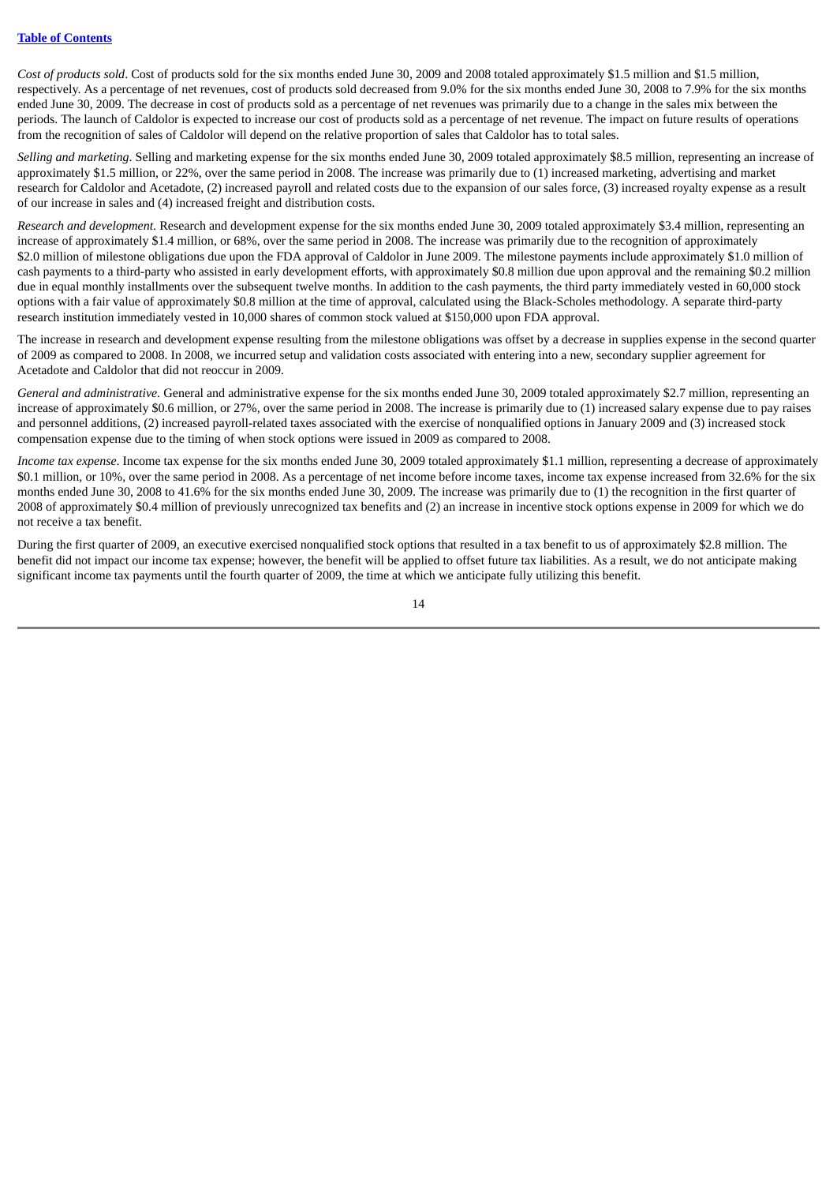*Cost of products sold*. Cost of products sold for the six months ended June 30, 2009 and 2008 totaled approximately $1.5 million and $1.5 million, respectively. As a percentage of net revenues, cost of products sold decreased from 9.0% for the six months ended June 30, 2008 to 7.9% for the six months ended June 30, 2009. The decrease in cost of products sold as a percentage of net revenues was primarily due to a change in the sales mix between the periods. The launch of Caldolor is expected to increase our cost of products sold as a percentage of net revenue. The impact on future results of operations from the recognition of sales of Caldolor will depend on the relative proportion of sales that Caldolor has to total sales.

*Selling and marketing*. Selling and marketing expense for the six months ended June 30, 2009 totaled approximately $8.5 million, representing an increase of approximately $1.5 million, or 22%, over the same period in 2008. The increase was primarily due to (1) increased marketing, advertising and market research for Caldolor and Acetadote, (2) increased payroll and related costs due to the expansion of our sales force, (3) increased royalty expense as a result of our increase in sales and (4) increased freight and distribution costs.

*Research and development*. Research and development expense for the six months ended June 30, 2009 totaled approximately $3.4 million, representing an increase of approximately $1.4 million, or 68%, over the same period in 2008. The increase was primarily due to the recognition of approximately $2.0 million of milestone obligations due upon the FDA approval of Caldolor in June 2009. The milestone payments include approximately $1.0 million of cash payments to a third-party who assisted in early development efforts, with approximately $0.8 million due upon approval and the remaining $0.2 million due in equal monthly installments over the subsequent twelve months. In addition to the cash payments, the third party immediately vested in 60,000 stock options with a fair value of approximately $0.8 million at the time of approval, calculated using the Black-Scholes methodology. A separate third-party research institution immediately vested in 10,000 shares of common stock valued at $150,000 upon FDA approval.

The increase in research and development expense resulting from the milestone obligations was offset by a decrease in supplies expense in the second quarter of 2009 as compared to 2008. In 2008, we incurred setup and validation costs associated with entering into a new, secondary supplier agreement for Acetadote and Caldolor that did not reoccur in 2009.

*General and administrative.* General and administrative expense for the six months ended June 30, 2009 totaled approximately $2.7 million, representing an increase of approximately $0.6 million, or 27%, over the same period in 2008. The increase is primarily due to (1) increased salary expense due to pay raises and personnel additions, (2) increased payroll-related taxes associated with the exercise of nonqualified options in January 2009 and (3) increased stock compensation expense due to the timing of when stock options were issued in 2009 as compared to 2008.

*Income tax expense*. Income tax expense for the six months ended June 30, 2009 totaled approximately $1.1 million, representing a decrease of approximately $0.1 million, or 10%, over the same period in 2008. As a percentage of net income before income taxes, income tax expense increased from 32.6% for the six months ended June 30, 2008 to 41.6% for the six months ended June 30, 2009. The increase was primarily due to (1) the recognition in the first quarter of 2008 of approximately $0.4 million of previously unrecognized tax benefits and (2) an increase in incentive stock options expense in 2009 for which we do not receive a tax benefit.

During the first quarter of 2009, an executive exercised nonqualified stock options that resulted in a tax benefit to us of approximately $2.8 million. The benefit did not impact our income tax expense; however, the benefit will be applied to offset future tax liabilities. As a result, we do not anticipate making significant income tax payments until the fourth quarter of 2009, the time at which we anticipate fully utilizing this benefit.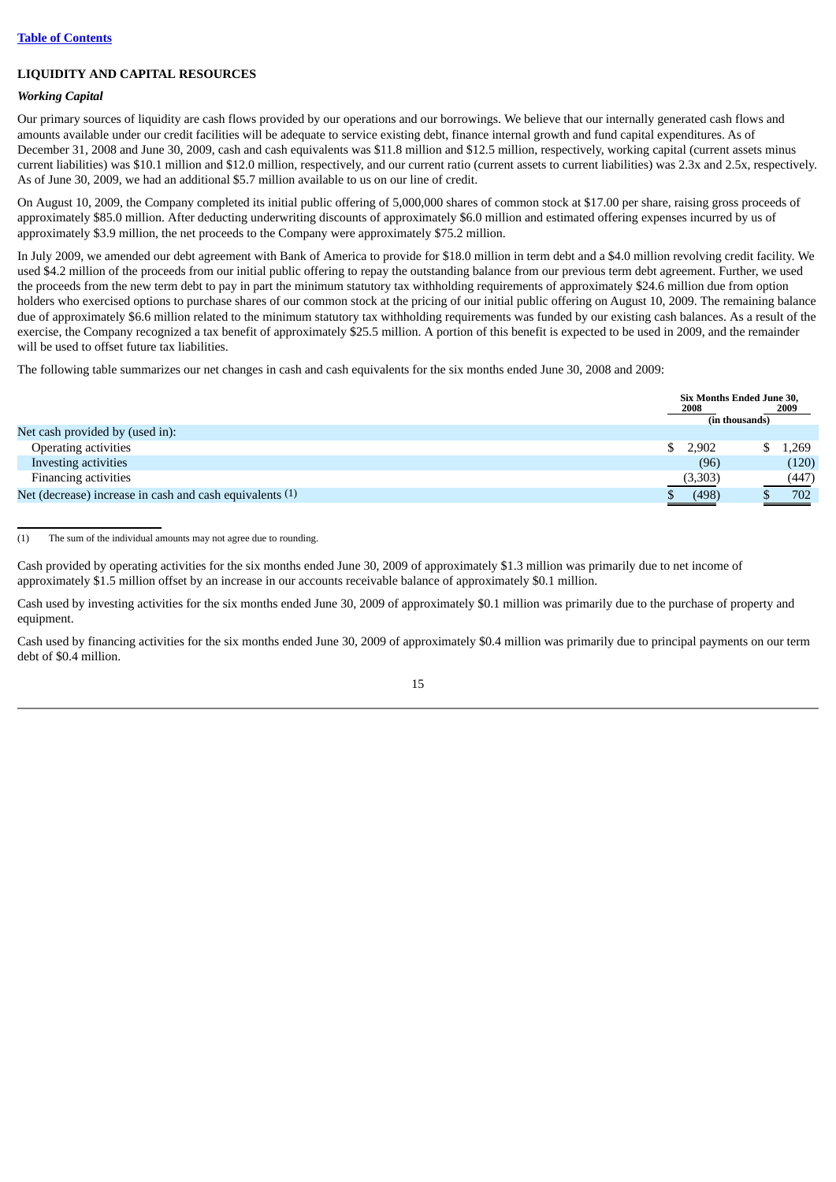## LIQUIDITY AND CAPITAL RESOURCES

### *Working Capital*

Our primary sources of liquidity are cash flows provided by our operations and our borrowings. We believe that our internally generated cash flows and amounts available under our credit facilities will be adequate to service existing debt, finance internal growth and fund capital expenditures. As of December 31, 2008 and June 30, 2009, cash and cash equivalents was $11.8 million and $12.5 million, respectively, working capital (current assets minus current liabilities) was $10.1 million and $12.0 million, respectively, and our current ratio (current assets to current liabilities) was 2.3x and 2.5x, respectively. As of June 30, 2009, we had an additional $5.7 million available to us on our line of credit.

On August 10, 2009, the Company completed its initial public offering of 5,000,000 shares of common stock at $17.00 per share, raising gross proceeds of approximately $85.0 million. After deducting underwriting discounts of approximately $6.0 million and estimated offering expenses incurred by us of approximately $3.9 million, the net proceeds to the Company were approximately $75.2 million.

In July 2009, we amended our debt agreement with Bank of America to provide for $18.0 million in term debt and a $4.0 million revolving credit facility. We used $4.2 million of the proceeds from our initial public offering to repay the outstanding balance from our previous term debt agreement. Further, we used the proceeds from the new term debt to pay in part the minimum statutory tax withholding requirements of approximately $24.6 million due from option holders who exercised options to purchase shares of our common stock at the pricing of our initial public offering on August 10, 2009. The remaining balance due of approximately $6.6 million related to the minimum statutory tax withholding requirements was funded by our existing cash balances. As a result of the exercise, the Company recognized a tax benefit of approximately $25.5 million. A portion of this benefit is expected to be used in 2009, and the remainder will be used to offset future tax liabilities.

The following table summarizes our net changes in cash and cash equivalents for the six months ended June 30, 2008 and 2009:

| | Six Months Ended June 30, | |
|---|---|---|
| | 2008 | 2009 |
| | (in thousands) | |
| Net cash provided by (used in): | | |
| Operating activities | $ 2,902 | $ 1,269 |
| Investing activities | (96) | (120) |
| Financing activities | (3,303) | (447) |
| Net (decrease) increase in cash and cash equivalents (1) | $ (498) | $ 702 |

(1) The sum of the individual amounts may not agree due to rounding.

Cash provided by operating activities for the six months ended June 30, 2009 of approximately $1.3 million was primarily due to net income of approximately $1.5 million offset by an increase in our accounts receivable balance of approximately $0.1 million.

Cash used by investing activities for the six months ended June 30, 2009 of approximately $0.1 million was primarily due to the purchase of property and equipment.

Cash used by financing activities for the six months ended June 30, 2009 of approximately $0.4 million was primarily due to principal payments on our term debt of $0.4 million.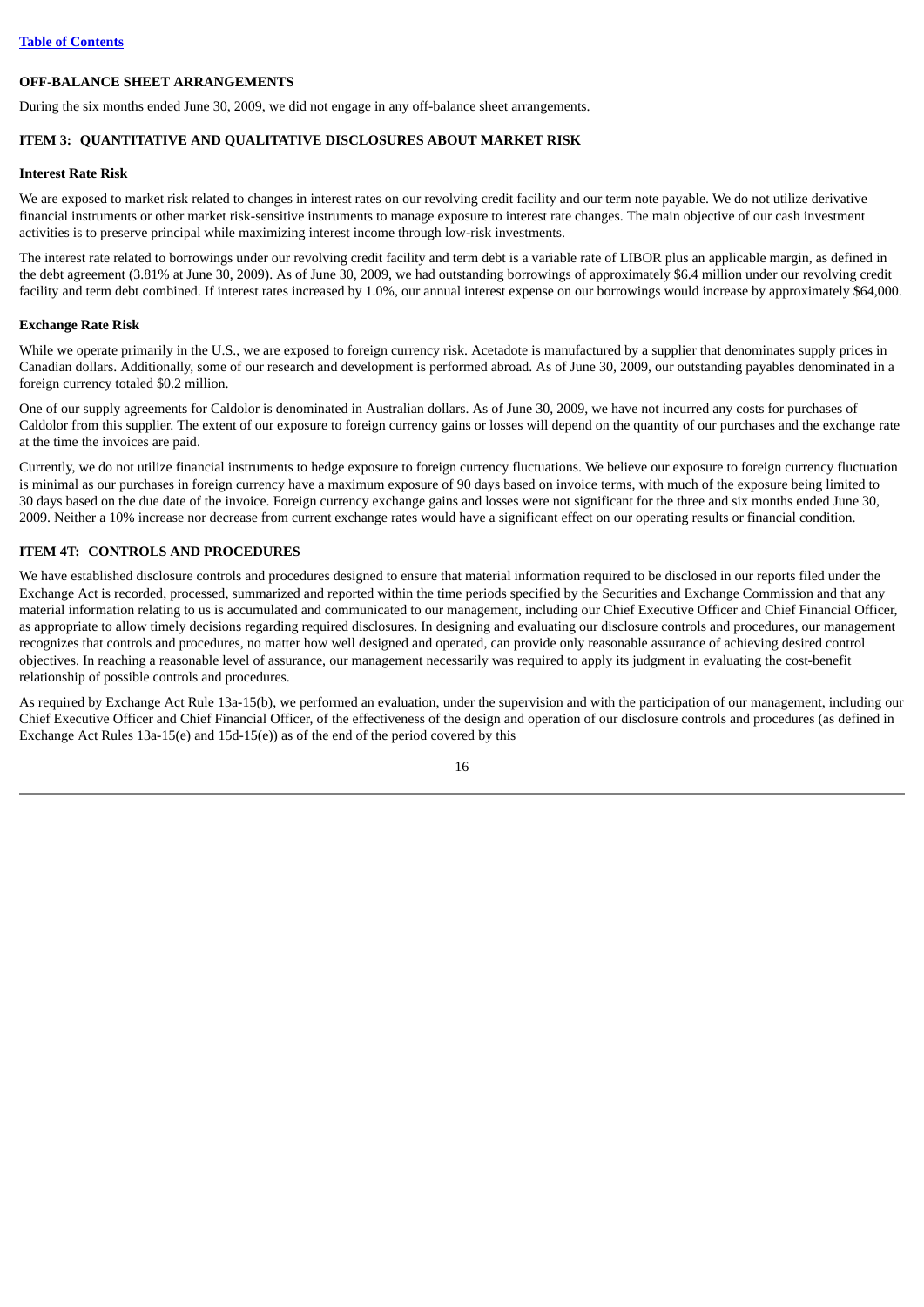## OFF-BALANCE SHEET ARRANGEMENTS

During the six months ended June 30, 2009, we did not engage in any off-balance sheet arrangements.

## ITEM 3: QUANTITATIVE AND QUALITATIVE DISCLOSURES ABOUT MARKET RISK

### Interest Rate Risk

We are exposed to market risk related to changes in interest rates on our revolving credit facility and our term note payable. We do not utilize derivative financial instruments or other market risk-sensitive instruments to manage exposure to interest rate changes. The main objective of our cash investment activities is to preserve principal while maximizing interest income through low-risk investments.

The interest rate related to borrowings under our revolving credit facility and term debt is a variable rate of LIBOR plus an applicable margin, as defined in the debt agreement (3.81% at June 30, 2009). As of June 30, 2009, we had outstanding borrowings of approximately $6.4 million under our revolving credit facility and term debt combined. If interest rates increased by 1.0%, our annual interest expense on our borrowings would increase by approximately $64,000.

### Exchange Rate Risk

While we operate primarily in the U.S., we are exposed to foreign currency risk. Acetadote is manufactured by a supplier that denominates supply prices in Canadian dollars. Additionally, some of our research and development is performed abroad. As of June 30, 2009, our outstanding payables denominated in a foreign currency totaled $0.2 million.

One of our supply agreements for Caldolor is denominated in Australian dollars. As of June 30, 2009, we have not incurred any costs for purchases of Caldolor from this supplier. The extent of our exposure to foreign currency gains or losses will depend on the quantity of our purchases and the exchange rate at the time the invoices are paid.

Currently, we do not utilize financial instruments to hedge exposure to foreign currency fluctuations. We believe our exposure to foreign currency fluctuation is minimal as our purchases in foreign currency have a maximum exposure of 90 days based on invoice terms, with much of the exposure being limited to 30 days based on the due date of the invoice. Foreign currency exchange gains and losses were not significant for the three and six months ended June 30, 2009. Neither a 10% increase nor decrease from current exchange rates would have a significant effect on our operating results or financial condition.

## ITEM 4T: CONTROLS AND PROCEDURES

We have established disclosure controls and procedures designed to ensure that material information required to be disclosed in our reports filed under the Exchange Act is recorded, processed, summarized and reported within the time periods specified by the Securities and Exchange Commission and that any material information relating to us is accumulated and communicated to our management, including our Chief Executive Officer and Chief Financial Officer, as appropriate to allow timely decisions regarding required disclosures. In designing and evaluating our disclosure controls and procedures, our management recognizes that controls and procedures, no matter how well designed and operated, can provide only reasonable assurance of achieving desired control objectives. In reaching a reasonable level of assurance, our management necessarily was required to apply its judgment in evaluating the cost-benefit relationship of possible controls and procedures.

As required by Exchange Act Rule 13a-15(b), we performed an evaluation, under the supervision and with the participation of our management, including our Chief Executive Officer and Chief Financial Officer, of the effectiveness of the design and operation of our disclosure controls and procedures (as defined in Exchange Act Rules 13a-15(e) and 15d-15(e)) as of the end of the period covered by this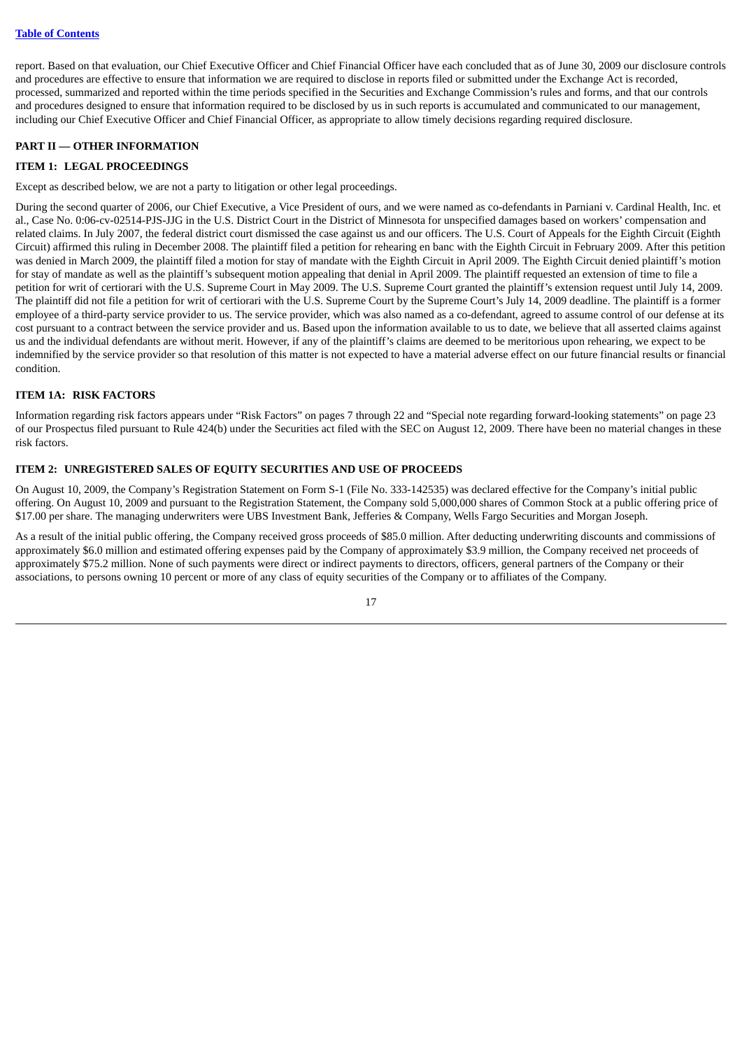report. Based on that evaluation, our Chief Executive Officer and Chief Financial Officer have each concluded that as of June 30, 2009 our disclosure controls and procedures are effective to ensure that information we are required to disclose in reports filed or submitted under the Exchange Act is recorded, processed, summarized and reported within the time periods specified in the Securities and Exchange Commission's rules and forms, and that our controls and procedures designed to ensure that information required to be disclosed by us in such reports is accumulated and communicated to our management, including our Chief Executive Officer and Chief Financial Officer, as appropriate to allow timely decisions regarding required disclosure.

## PART II — OTHER INFORMATION

### ITEM 1: LEGAL PROCEEDINGS

Except as described below, we are not a party to litigation or other legal proceedings.

During the second quarter of 2006, our Chief Executive, a Vice President of ours, and we were named as co-defendants in Parniani v. Cardinal Health, Inc. et al., Case No. 0:06-cv-02514-PJS-JJG in the U.S. District Court in the District of Minnesota for unspecified damages based on workers' compensation and related claims. In July 2007, the federal district court dismissed the case against us and our officers. The U.S. Court of Appeals for the Eighth Circuit (Eighth Circuit) affirmed this ruling in December 2008. The plaintiff filed a petition for rehearing en banc with the Eighth Circuit in February 2009. After this petition was denied in March 2009, the plaintiff filed a motion for stay of mandate with the Eighth Circuit in April 2009. The Eighth Circuit denied plaintiff's motion for stay of mandate as well as the plaintiff's subsequent motion appealing that denial in April 2009. The plaintiff requested an extension of time to file a petition for writ of certiorari with the U.S. Supreme Court in May 2009. The U.S. Supreme Court granted the plaintiff's extension request until July 14, 2009. The plaintiff did not file a petition for writ of certiorari with the U.S. Supreme Court by the Supreme Court's July 14, 2009 deadline. The plaintiff is a former employee of a third-party service provider to us. The service provider, which was also named as a co-defendant, agreed to assume control of our defense at its cost pursuant to a contract between the service provider and us. Based upon the information available to us to date, we believe that all asserted claims against us and the individual defendants are without merit. However, if any of the plaintiff's claims are deemed to be meritorious upon rehearing, we expect to be indemnified by the service provider so that resolution of this matter is not expected to have a material adverse effect on our future financial results or financial condition.

### ITEM 1A: RISK FACTORS

Information regarding risk factors appears under "Risk Factors" on pages 7 through 22 and "Special note regarding forward-looking statements" on page 23 of our Prospectus filed pursuant to Rule 424(b) under the Securities act filed with the SEC on August 12, 2009. There have been no material changes in these risk factors.

### ITEM 2: UNREGISTERED SALES OF EQUITY SECURITIES AND USE OF PROCEEDS

On August 10, 2009, the Company's Registration Statement on Form S-1 (File No. 333-142535) was declared effective for the Company's initial public offering. On August 10, 2009 and pursuant to the Registration Statement, the Company sold 5,000,000 shares of Common Stock at a public offering price of $17.00 per share. The managing underwriters were UBS Investment Bank, Jefferies & Company, Wells Fargo Securities and Morgan Joseph.

As a result of the initial public offering, the Company received gross proceeds of $85.0 million. After deducting underwriting discounts and commissions of approximately $6.0 million and estimated offering expenses paid by the Company of approximately $3.9 million, the Company received net proceeds of approximately $75.2 million. None of such payments were direct or indirect payments to directors, officers, general partners of the Company or their associations, to persons owning 10 percent or more of any class of equity securities of the Company or to affiliates of the Company.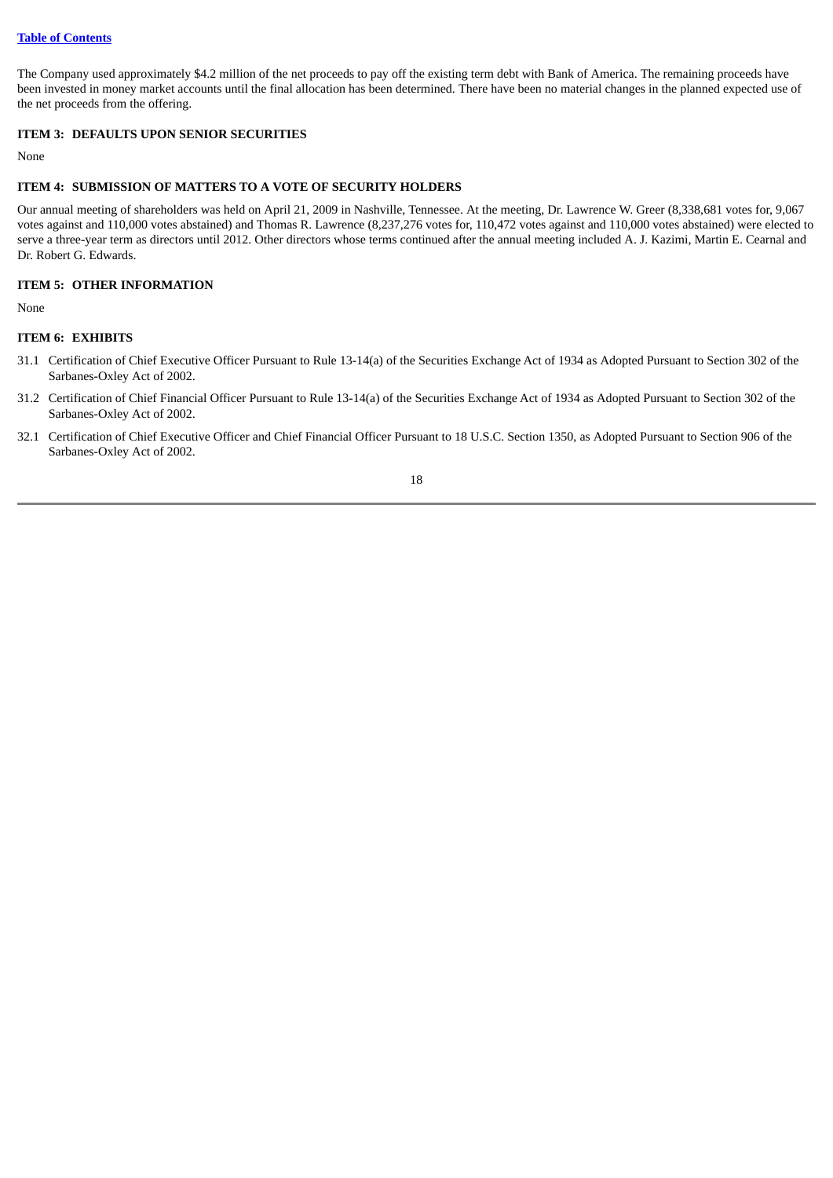The Company used approximately $4.2 million of the net proceeds to pay off the existing term debt with Bank of America. The remaining proceeds have been invested in money market accounts until the final allocation has been determined. There have been no material changes in the planned expected use of the net proceeds from the offering.

### ITEM 3: DEFAULTS UPON SENIOR SECURITIES

None

### ITEM 4: SUBMISSION OF MATTERS TO A VOTE OF SECURITY HOLDERS

Our annual meeting of shareholders was held on April 21, 2009 in Nashville, Tennessee. At the meeting, Dr. Lawrence W. Greer (8,338,681 votes for, 9,067 votes against and 110,000 votes abstained) and Thomas R. Lawrence (8,237,276 votes for, 110,472 votes against and 110,000 votes abstained) were elected to serve a three-year term as directors until 2012. Other directors whose terms continued after the annual meeting included A. J. Kazimi, Martin E. Cearnal and Dr. Robert G. Edwards.

### ITEM 5: OTHER INFORMATION

None

### ITEM 6: EXHIBITS

31.1 Certification of Chief Executive Officer Pursuant to Rule 13-14(a) of the Securities Exchange Act of 1934 as Adopted Pursuant to Section 302 of the Sarbanes-Oxley Act of 2002.

31.2 Certification of Chief Financial Officer Pursuant to Rule 13-14(a) of the Securities Exchange Act of 1934 as Adopted Pursuant to Section 302 of the Sarbanes-Oxley Act of 2002.

32.1 Certification of Chief Executive Officer and Chief Financial Officer Pursuant to 18 U.S.C. Section 1350, as Adopted Pursuant to Section 906 of the Sarbanes-Oxley Act of 2002.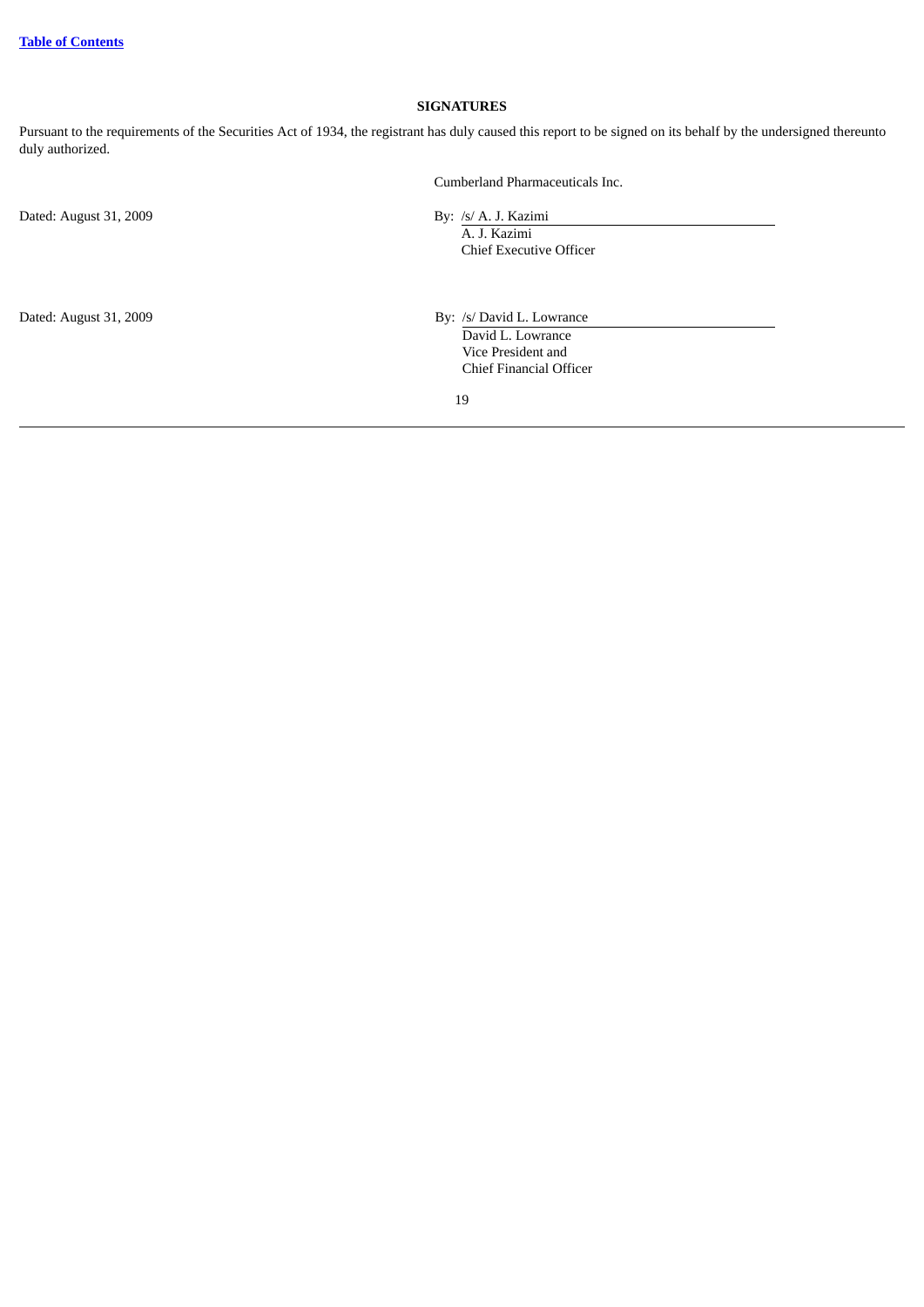## SIGNATURES

Pursuant to the requirements of the Securities Act of 1934, the registrant has duly caused this report to be signed on its behalf by the undersigned thereunto duly authorized.

Cumberland Pharmaceuticals Inc.

Dated: August 31, 2009

By: /s/ A. J. Kazimi
A. J. Kazimi
Chief Executive Officer

Dated: August 31, 2009

By: /s/ David L. Lowrance
David L. Lowrance
Vice President and
Chief Financial Officer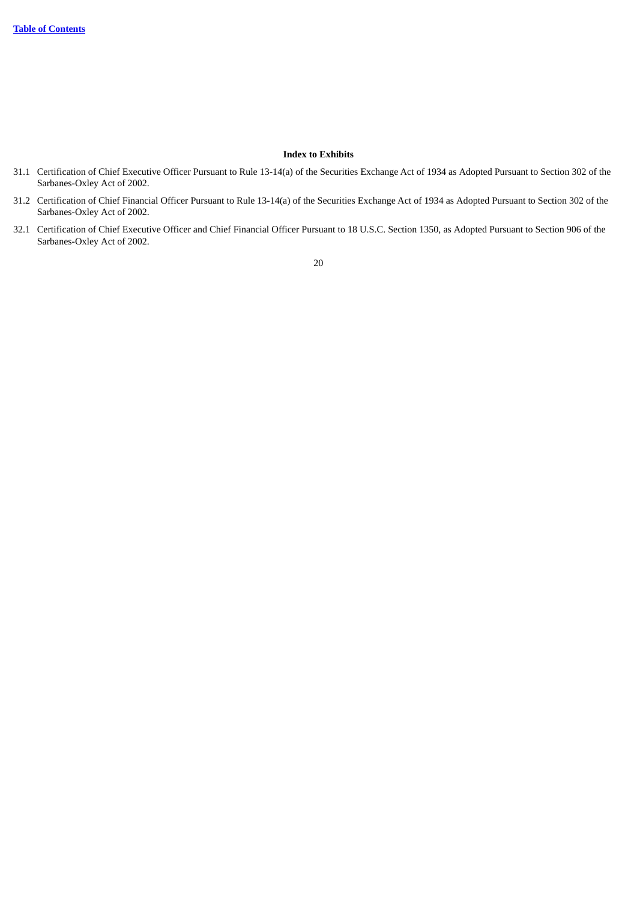**Index to Exhibits**

31.1 Certification of Chief Executive Officer Pursuant to Rule 13-14(a) of the Securities Exchange Act of 1934 as Adopted Pursuant to Section 302 of the Sarbanes-Oxley Act of 2002.

31.2 Certification of Chief Financial Officer Pursuant to Rule 13-14(a) of the Securities Exchange Act of 1934 as Adopted Pursuant to Section 302 of the Sarbanes-Oxley Act of 2002.

32.1 Certification of Chief Executive Officer and Chief Financial Officer Pursuant to 18 U.S.C. Section 1350, as Adopted Pursuant to Section 906 of the Sarbanes-Oxley Act of 2002.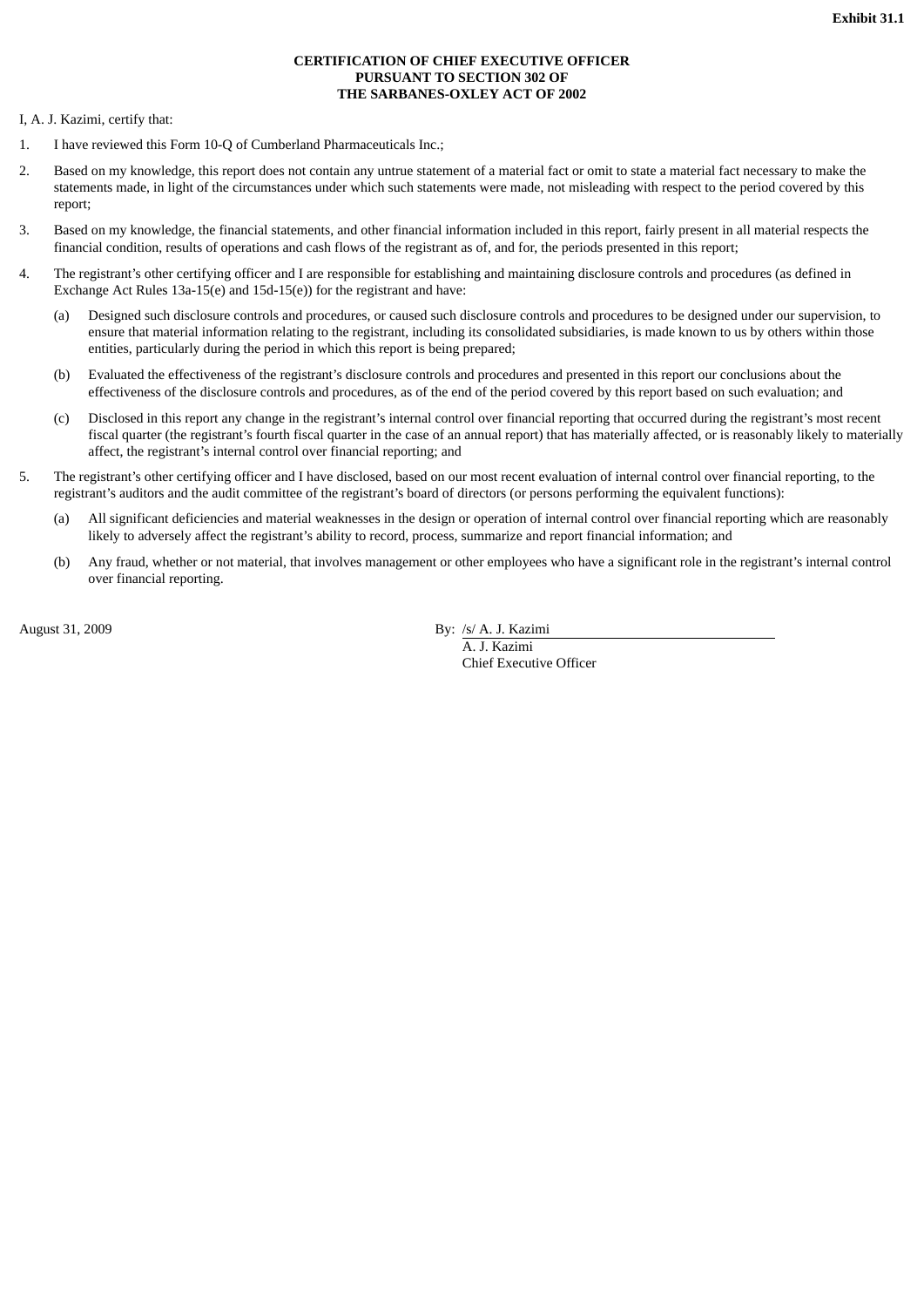**Exhibit 31.1**

**CERTIFICATION OF CHIEF EXECUTIVE OFFICER
PURSUANT TO SECTION 302 OF
THE SARBANES-OXLEY ACT OF 2002**

I, A. J. Kazimi, certify that:

1. I have reviewed this Form 10-Q of Cumberland Pharmaceuticals Inc.;

2. Based on my knowledge, this report does not contain any untrue statement of a material fact or omit to state a material fact necessary to make the statements made, in light of the circumstances under which such statements were made, not misleading with respect to the period covered by this report;

3. Based on my knowledge, the financial statements, and other financial information included in this report, fairly present in all material respects the financial condition, results of operations and cash flows of the registrant as of, and for, the periods presented in this report;

4. The registrant's other certifying officer and I are responsible for establishing and maintaining disclosure controls and procedures (as defined in Exchange Act Rules 13a-15(e) and 15d-15(e)) for the registrant and have:

   (a) Designed such disclosure controls and procedures, or caused such disclosure controls and procedures to be designed under our supervision, to ensure that material information relating to the registrant, including its consolidated subsidiaries, is made known to us by others within those entities, particularly during the period in which this report is being prepared;

   (b) Evaluated the effectiveness of the registrant's disclosure controls and procedures and presented in this report our conclusions about the effectiveness of the disclosure controls and procedures, as of the end of the period covered by this report based on such evaluation; and

   (c) Disclosed in this report any change in the registrant's internal control over financial reporting that occurred during the registrant's most recent fiscal quarter (the registrant's fourth fiscal quarter in the case of an annual report) that has materially affected, or is reasonably likely to materially affect, the registrant's internal control over financial reporting; and

5. The registrant's other certifying officer and I have disclosed, based on our most recent evaluation of internal control over financial reporting, to the registrant's auditors and the audit committee of the registrant's board of directors (or persons performing the equivalent functions):

   (a) All significant deficiencies and material weaknesses in the design or operation of internal control over financial reporting which are reasonably likely to adversely affect the registrant's ability to record, process, summarize and report financial information; and

   (b) Any fraud, whether or not material, that involves management or other employees who have a significant role in the registrant's internal control over financial reporting.

August 31, 2009

By: /s/ A. J. Kazimi
A. J. Kazimi
Chief Executive Officer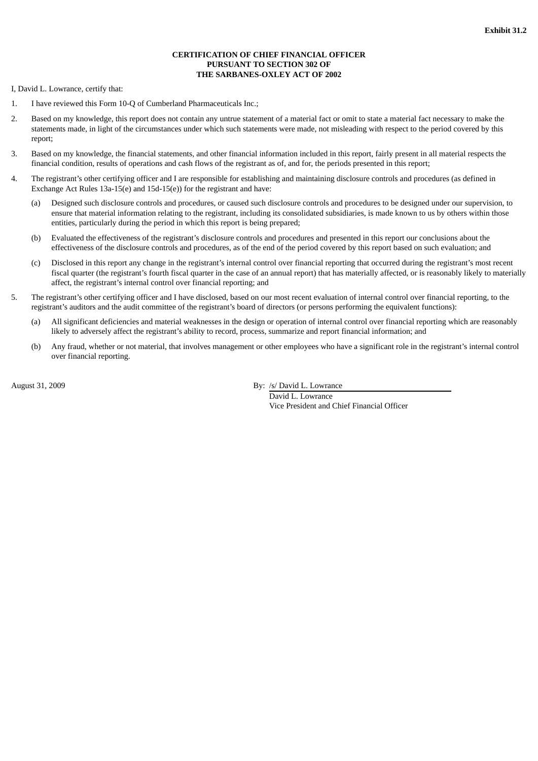**Exhibit 31.2**

**CERTIFICATION OF CHIEF FINANCIAL OFFICER**
**PURSUANT TO SECTION 302 OF**
**THE SARBANES-OXLEY ACT OF 2002**

I, David L. Lowrance, certify that:

1. I have reviewed this Form 10-Q of Cumberland Pharmaceuticals Inc.;

2. Based on my knowledge, this report does not contain any untrue statement of a material fact or omit to state a material fact necessary to make the statements made, in light of the circumstances under which such statements were made, not misleading with respect to the period covered by this report;

3. Based on my knowledge, the financial statements, and other financial information included in this report, fairly present in all material respects the financial condition, results of operations and cash flows of the registrant as of, and for, the periods presented in this report;

4. The registrant's other certifying officer and I are responsible for establishing and maintaining disclosure controls and procedures (as defined in Exchange Act Rules 13a-15(e) and 15d-15(e)) for the registrant and have:

   (a) Designed such disclosure controls and procedures, or caused such disclosure controls and procedures to be designed under our supervision, to ensure that material information relating to the registrant, including its consolidated subsidiaries, is made known to us by others within those entities, particularly during the period in which this report is being prepared;

   (b) Evaluated the effectiveness of the registrant's disclosure controls and procedures and presented in this report our conclusions about the effectiveness of the disclosure controls and procedures, as of the end of the period covered by this report based on such evaluation; and

   (c) Disclosed in this report any change in the registrant's internal control over financial reporting that occurred during the registrant's most recent fiscal quarter (the registrant's fourth fiscal quarter in the case of an annual report) that has materially affected, or is reasonably likely to materially affect, the registrant's internal control over financial reporting; and

5. The registrant's other certifying officer and I have disclosed, based on our most recent evaluation of internal control over financial reporting, to the registrant's auditors and the audit committee of the registrant's board of directors (or persons performing the equivalent functions):

   (a) All significant deficiencies and material weaknesses in the design or operation of internal control over financial reporting which are reasonably likely to adversely affect the registrant's ability to record, process, summarize and report financial information; and

   (b) Any fraud, whether or not material, that involves management or other employees who have a significant role in the registrant's internal control over financial reporting.

August 31, 2009

By: /s/ David L. Lowrance
David L. Lowrance
Vice President and Chief Financial Officer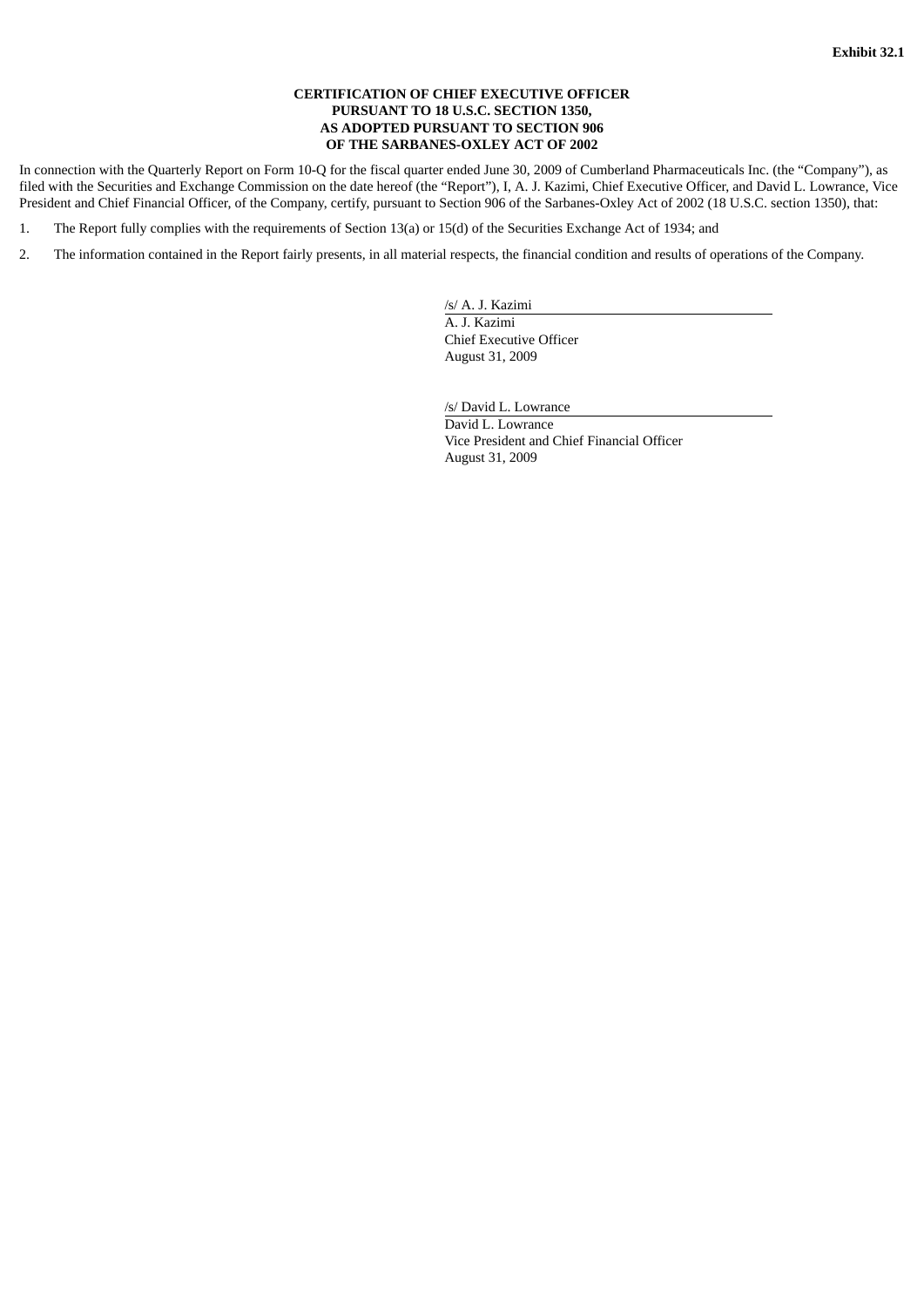**Exhibit 32.1**

**CERTIFICATION OF CHIEF EXECUTIVE OFFICER**
**PURSUANT TO 18 U.S.C. SECTION 1350,**
**AS ADOPTED PURSUANT TO SECTION 906**
**OF THE SARBANES-OXLEY ACT OF 2002**

In connection with the Quarterly Report on Form 10-Q for the fiscal quarter ended June 30, 2009 of Cumberland Pharmaceuticals Inc. (the “Company”), as filed with the Securities and Exchange Commission on the date hereof (the “Report”), I, A. J. Kazimi, Chief Executive Officer, and David L. Lowrance, Vice President and Chief Financial Officer, of the Company, certify, pursuant to Section 906 of the Sarbanes-Oxley Act of 2002 (18 U.S.C. section 1350), that:

1. The Report fully complies with the requirements of Section 13(a) or 15(d) of the Securities Exchange Act of 1934; and

2. The information contained in the Report fairly presents, in all material respects, the financial condition and results of operations of the Company.

/s/ A. J. Kazimi
A. J. Kazimi
Chief Executive Officer
August 31, 2009

/s/ David L. Lowrance
David L. Lowrance
Vice President and Chief Financial Officer
August 31, 2009